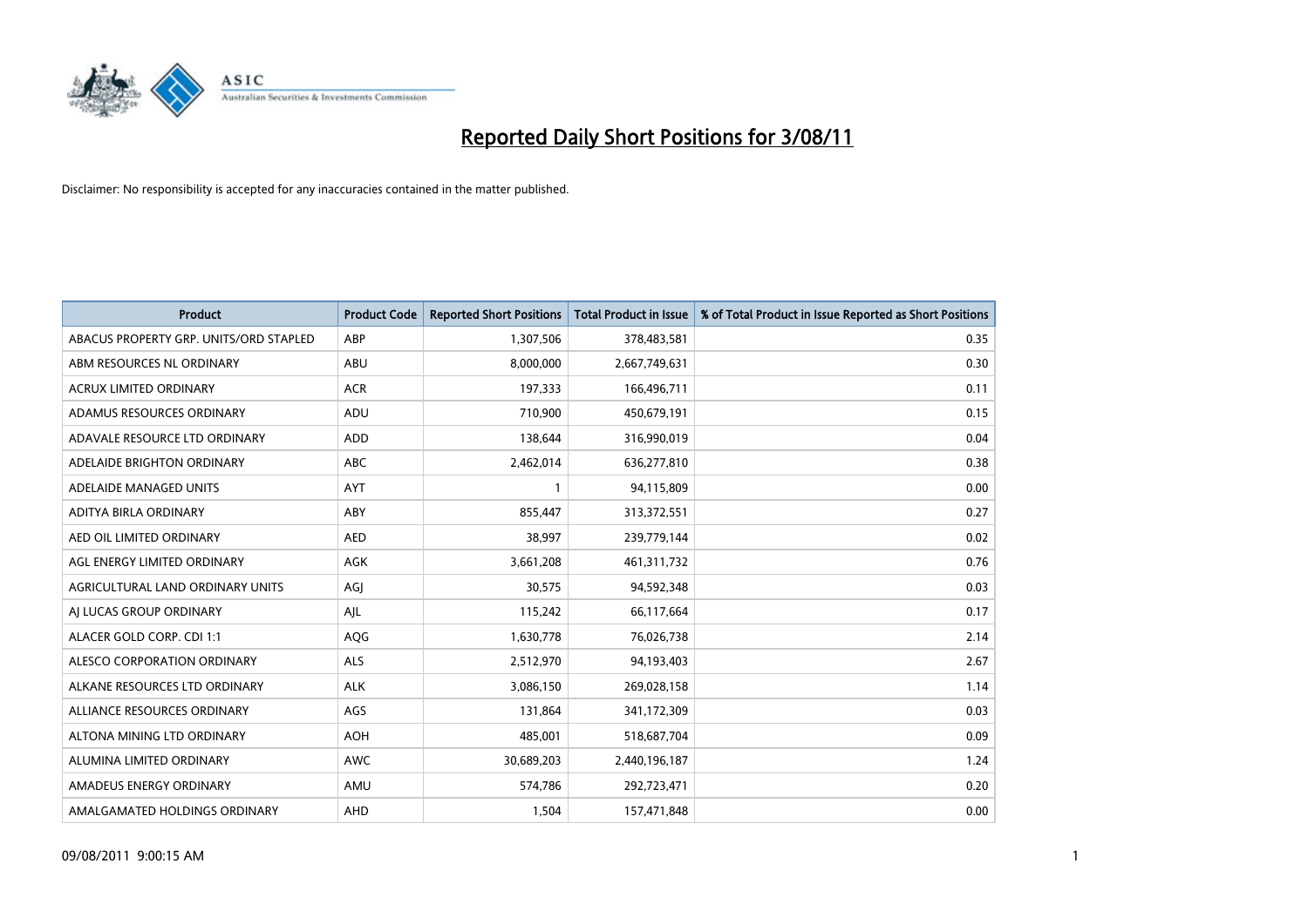# Reported Daily Short Positions for 3/08/11

Disclaimer: No responsibility is accepted for any inaccuracies contained in the matter published.

| Product | Product Code | Reported Short Positions | Total Product in Issue | % of Total Product in Issue Reported as Short Positions |
|---|---|---|---|---|
| ABACUS PROPERTY GRP. UNITS/ORD STAPLED | ABP | 1,307,506 | 378,483,581 | 0.35 |
| ABM RESOURCES NL ORDINARY | ABU | 8,000,000 | 2,667,749,631 | 0.30 |
| ACRUX LIMITED ORDINARY | ACR | 197,333 | 166,496,711 | 0.11 |
| ADAMUS RESOURCES ORDINARY | ADU | 710,900 | 450,679,191 | 0.15 |
| ADAVALE RESOURCE LTD ORDINARY | ADD | 138,644 | 316,990,019 | 0.04 |
| ADELAIDE BRIGHTON ORDINARY | ABC | 2,462,014 | 636,277,810 | 0.38 |
| ADELAIDE MANAGED UNITS | AYT | 1 | 94,115,809 | 0.00 |
| ADITYA BIRLA ORDINARY | ABY | 855,447 | 313,372,551 | 0.27 |
| AED OIL LIMITED ORDINARY | AED | 38,997 | 239,779,144 | 0.02 |
| AGL ENERGY LIMITED ORDINARY | AGK | 3,661,208 | 461,311,732 | 0.76 |
| AGRICULTURAL LAND ORDINARY UNITS | AGJ | 30,575 | 94,592,348 | 0.03 |
| AJ LUCAS GROUP ORDINARY | AJL | 115,242 | 66,117,664 | 0.17 |
| ALACER GOLD CORP. CDI 1:1 | AQG | 1,630,778 | 76,026,738 | 2.14 |
| ALESCO CORPORATION ORDINARY | ALS | 2,512,970 | 94,193,403 | 2.67 |
| ALKANE RESOURCES LTD ORDINARY | ALK | 3,086,150 | 269,028,158 | 1.14 |
| ALLIANCE RESOURCES ORDINARY | AGS | 131,864 | 341,172,309 | 0.03 |
| ALTONA MINING LTD ORDINARY | AOH | 485,001 | 518,687,704 | 0.09 |
| ALUMINA LIMITED ORDINARY | AWC | 30,689,203 | 2,440,196,187 | 1.24 |
| AMADEUS ENERGY ORDINARY | AMU | 574,786 | 292,723,471 | 0.20 |
| AMALGAMATED HOLDINGS ORDINARY | AHD | 1,504 | 157,471,848 | 0.00 |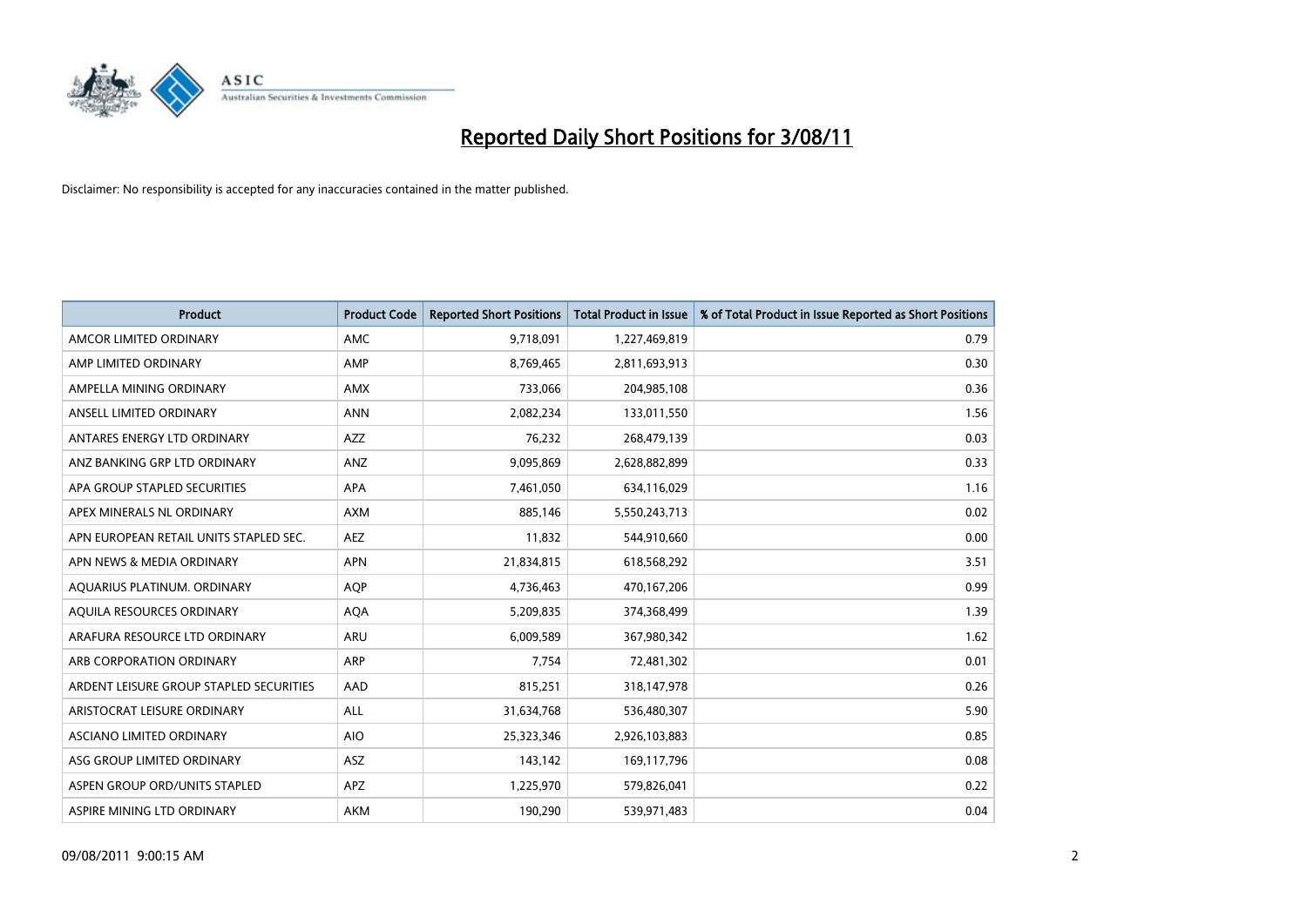# Reported Daily Short Positions for 3/08/11

Disclaimer: No responsibility is accepted for any inaccuracies contained in the matter published.

| Product | Product Code | Reported Short Positions | Total Product in Issue | % of Total Product in Issue Reported as Short Positions |
|---|---|---|---|---|
| AMCOR LIMITED ORDINARY | AMC | 9,718,091 | 1,227,469,819 | 0.79 |
| AMP LIMITED ORDINARY | AMP | 8,769,465 | 2,811,693,913 | 0.30 |
| AMPELLA MINING ORDINARY | AMX | 733,066 | 204,985,108 | 0.36 |
| ANSELL LIMITED ORDINARY | ANN | 2,082,234 | 133,011,550 | 1.56 |
| ANTARES ENERGY LTD ORDINARY | AZZ | 76,232 | 268,479,139 | 0.03 |
| ANZ BANKING GRP LTD ORDINARY | ANZ | 9,095,869 | 2,628,882,899 | 0.33 |
| APA GROUP STAPLED SECURITIES | APA | 7,461,050 | 634,116,029 | 1.16 |
| APEX MINERALS NL ORDINARY | AXM | 885,146 | 5,550,243,713 | 0.02 |
| APN EUROPEAN RETAIL UNITS STAPLED SEC. | AEZ | 11,832 | 544,910,660 | 0.00 |
| APN NEWS & MEDIA ORDINARY | APN | 21,834,815 | 618,568,292 | 3.51 |
| AQUARIUS PLATINUM. ORDINARY | AQP | 4,736,463 | 470,167,206 | 0.99 |
| AQUILA RESOURCES ORDINARY | AQA | 5,209,835 | 374,368,499 | 1.39 |
| ARAFURA RESOURCE LTD ORDINARY | ARU | 6,009,589 | 367,980,342 | 1.62 |
| ARB CORPORATION ORDINARY | ARP | 7,754 | 72,481,302 | 0.01 |
| ARDENT LEISURE GROUP STAPLED SECURITIES | AAD | 815,251 | 318,147,978 | 0.26 |
| ARISTOCRAT LEISURE ORDINARY | ALL | 31,634,768 | 536,480,307 | 5.90 |
| ASCIANO LIMITED ORDINARY | AIO | 25,323,346 | 2,926,103,883 | 0.85 |
| ASG GROUP LIMITED ORDINARY | ASZ | 143,142 | 169,117,796 | 0.08 |
| ASPEN GROUP ORD/UNITS STAPLED | APZ | 1,225,970 | 579,826,041 | 0.22 |
| ASPIRE MINING LTD ORDINARY | AKM | 190,290 | 539,971,483 | 0.04 |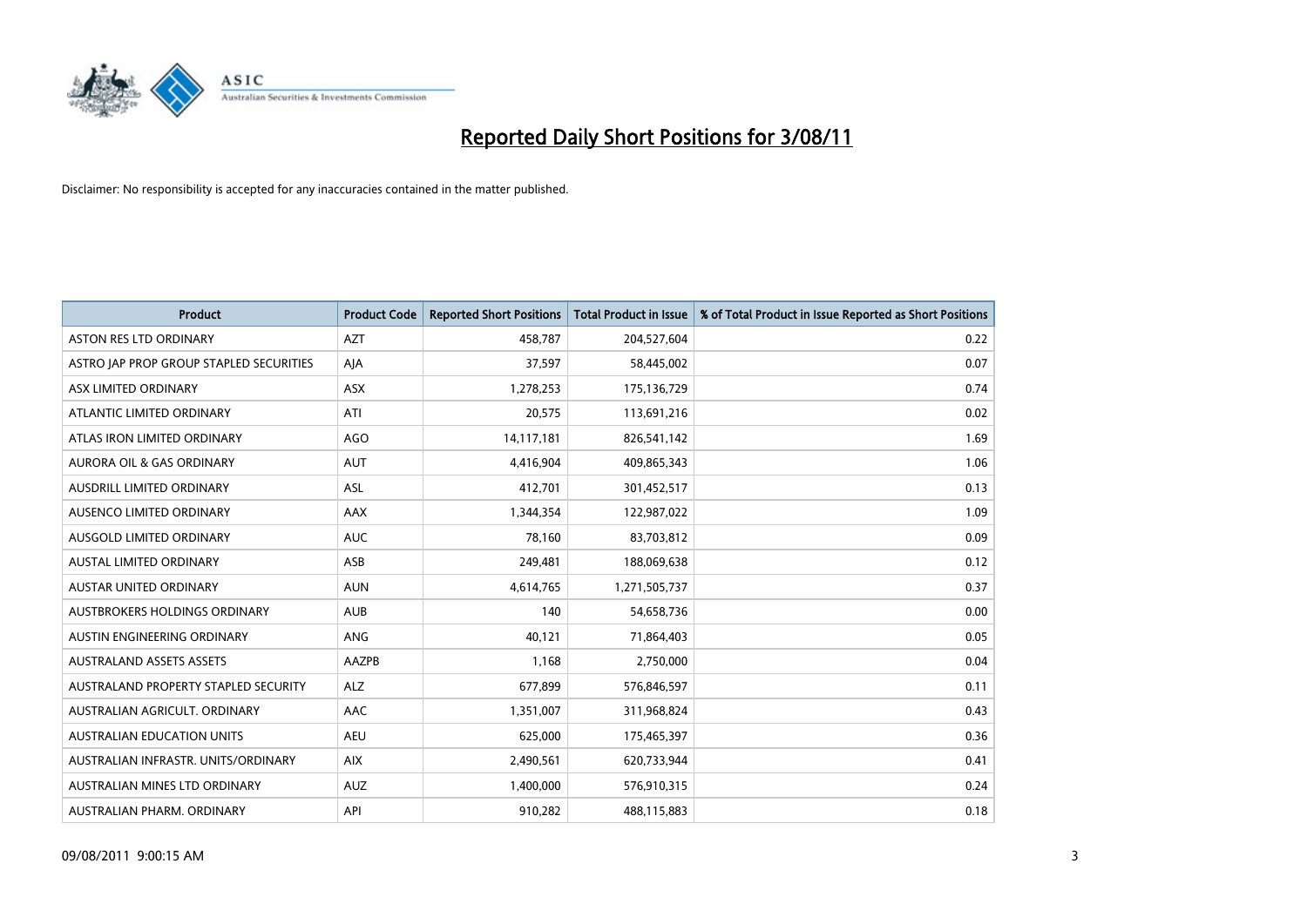# Reported Daily Short Positions for 3/08/11

Disclaimer: No responsibility is accepted for any inaccuracies contained in the matter published.

| Product | Product Code | Reported Short Positions | Total Product in Issue | % of Total Product in Issue Reported as Short Positions |
|---|---|---|---|---|
| ASTON RES LTD ORDINARY | AZT | 458,787 | 204,527,604 | 0.22 |
| ASTRO JAP PROP GROUP STAPLED SECURITIES | AJA | 37,597 | 58,445,002 | 0.07 |
| ASX LIMITED ORDINARY | ASX | 1,278,253 | 175,136,729 | 0.74 |
| ATLANTIC LIMITED ORDINARY | ATI | 20,575 | 113,691,216 | 0.02 |
| ATLAS IRON LIMITED ORDINARY | AGO | 14,117,181 | 826,541,142 | 1.69 |
| AURORA OIL & GAS ORDINARY | AUT | 4,416,904 | 409,865,343 | 1.06 |
| AUSDRILL LIMITED ORDINARY | ASL | 412,701 | 301,452,517 | 0.13 |
| AUSENCO LIMITED ORDINARY | AAX | 1,344,354 | 122,987,022 | 1.09 |
| AUSGOLD LIMITED ORDINARY | AUC | 78,160 | 83,703,812 | 0.09 |
| AUSTAL LIMITED ORDINARY | ASB | 249,481 | 188,069,638 | 0.12 |
| AUSTAR UNITED ORDINARY | AUN | 4,614,765 | 1,271,505,737 | 0.37 |
| AUSTBROKERS HOLDINGS ORDINARY | AUB | 140 | 54,658,736 | 0.00 |
| AUSTIN ENGINEERING ORDINARY | ANG | 40,121 | 71,864,403 | 0.05 |
| AUSTRALAND ASSETS ASSETS | AAZPB | 1,168 | 2,750,000 | 0.04 |
| AUSTRALAND PROPERTY STAPLED SECURITY | ALZ | 677,899 | 576,846,597 | 0.11 |
| AUSTRALIAN AGRICULT. ORDINARY | AAC | 1,351,007 | 311,968,824 | 0.43 |
| AUSTRALIAN EDUCATION UNITS | AEU | 625,000 | 175,465,397 | 0.36 |
| AUSTRALIAN INFRASTR. UNITS/ORDINARY | AIX | 2,490,561 | 620,733,944 | 0.41 |
| AUSTRALIAN MINES LTD ORDINARY | AUZ | 1,400,000 | 576,910,315 | 0.24 |
| AUSTRALIAN PHARM. ORDINARY | API | 910,282 | 488,115,883 | 0.18 |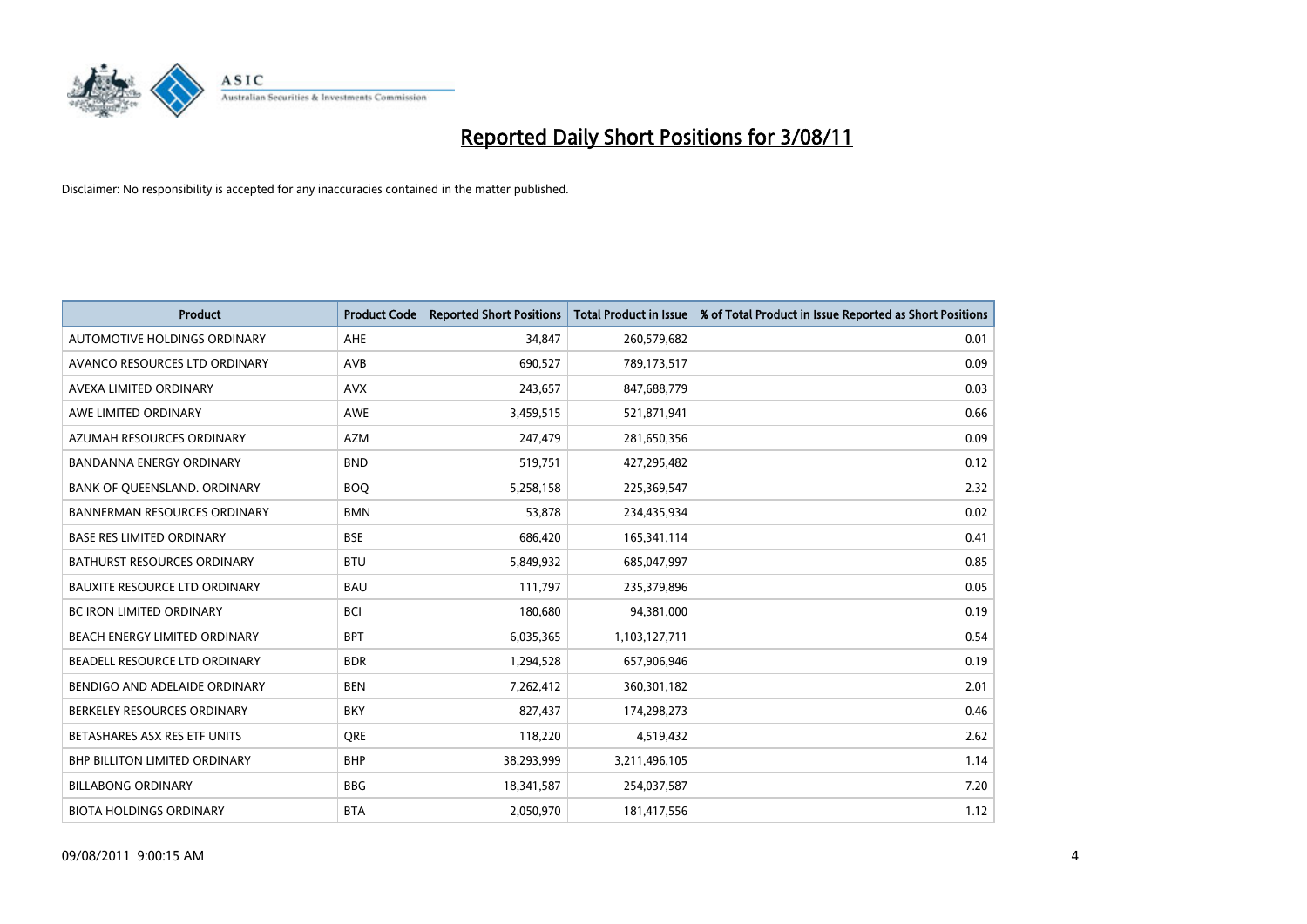# Reported Daily Short Positions for 3/08/11

Disclaimer: No responsibility is accepted for any inaccuracies contained in the matter published.

| Product | Product Code | Reported Short Positions | Total Product in Issue | % of Total Product in Issue Reported as Short Positions |
|---|---|---|---|---|
| AUTOMOTIVE HOLDINGS ORDINARY | AHE | 34,847 | 260,579,682 | 0.01 |
| AVANCO RESOURCES LTD ORDINARY | AVB | 690,527 | 789,173,517 | 0.09 |
| AVEXA LIMITED ORDINARY | AVX | 243,657 | 847,688,779 | 0.03 |
| AWE LIMITED ORDINARY | AWE | 3,459,515 | 521,871,941 | 0.66 |
| AZUMAH RESOURCES ORDINARY | AZM | 247,479 | 281,650,356 | 0.09 |
| BANDANNA ENERGY ORDINARY | BND | 519,751 | 427,295,482 | 0.12 |
| BANK OF QUEENSLAND. ORDINARY | BOQ | 5,258,158 | 225,369,547 | 2.32 |
| BANNERMAN RESOURCES ORDINARY | BMN | 53,878 | 234,435,934 | 0.02 |
| BASE RES LIMITED ORDINARY | BSE | 686,420 | 165,341,114 | 0.41 |
| BATHURST RESOURCES ORDINARY | BTU | 5,849,932 | 685,047,997 | 0.85 |
| BAUXITE RESOURCE LTD ORDINARY | BAU | 111,797 | 235,379,896 | 0.05 |
| BC IRON LIMITED ORDINARY | BCI | 180,680 | 94,381,000 | 0.19 |
| BEACH ENERGY LIMITED ORDINARY | BPT | 6,035,365 | 1,103,127,711 | 0.54 |
| BEADELL RESOURCE LTD ORDINARY | BDR | 1,294,528 | 657,906,946 | 0.19 |
| BENDIGO AND ADELAIDE ORDINARY | BEN | 7,262,412 | 360,301,182 | 2.01 |
| BERKELEY RESOURCES ORDINARY | BKY | 827,437 | 174,298,273 | 0.46 |
| BETASHARES ASX RES ETF UNITS | QRE | 118,220 | 4,519,432 | 2.62 |
| BHP BILLITON LIMITED ORDINARY | BHP | 38,293,999 | 3,211,496,105 | 1.14 |
| BILLABONG ORDINARY | BBG | 18,341,587 | 254,037,587 | 7.20 |
| BIOTA HOLDINGS ORDINARY | BTA | 2,050,970 | 181,417,556 | 1.12 |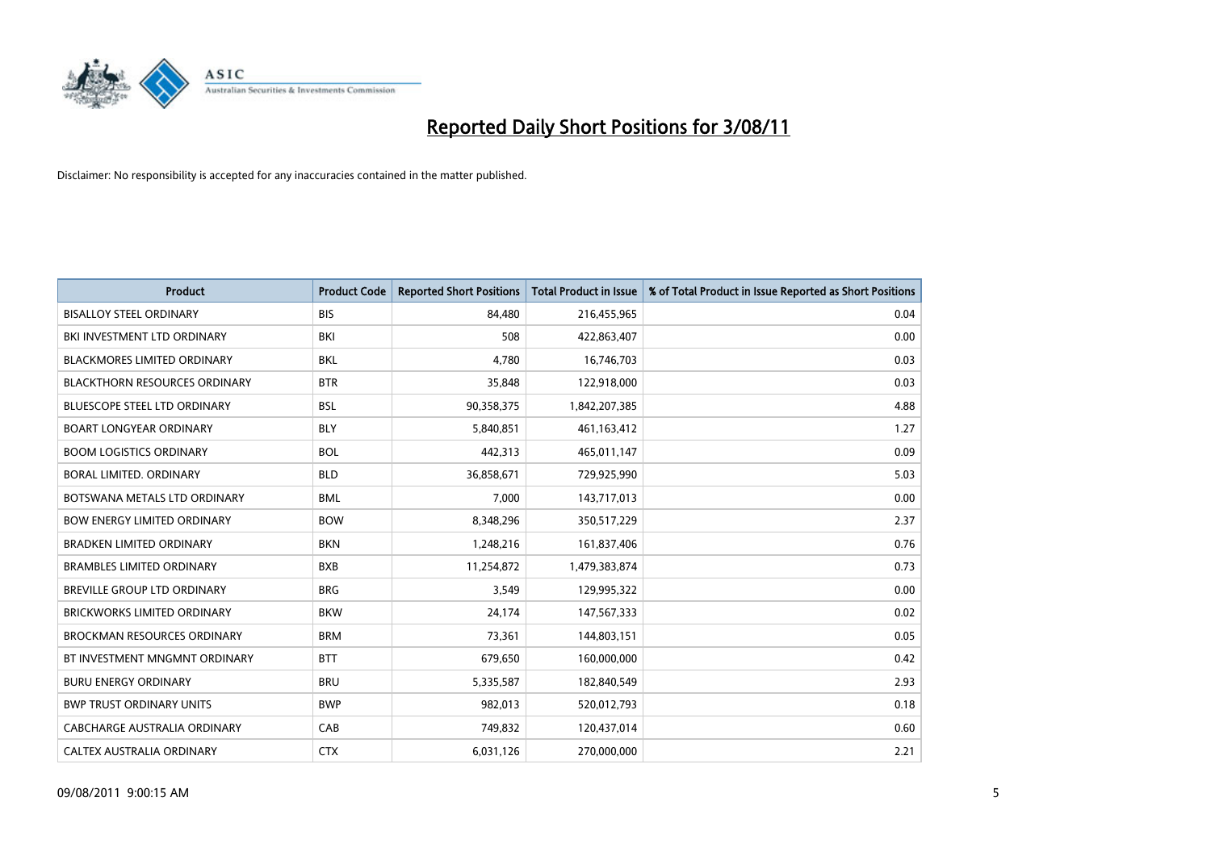# Reported Daily Short Positions for 3/08/11

Disclaimer: No responsibility is accepted for any inaccuracies contained in the matter published.

| Product | Product Code | Reported Short Positions | Total Product in Issue | % of Total Product in Issue Reported as Short Positions |
|---|---|---|---|---|
| BISALLOY STEEL ORDINARY | BIS | 84,480 | 216,455,965 | 0.04 |
| BKI INVESTMENT LTD ORDINARY | BKI | 508 | 422,863,407 | 0.00 |
| BLACKMORES LIMITED ORDINARY | BKL | 4,780 | 16,746,703 | 0.03 |
| BLACKTHORN RESOURCES ORDINARY | BTR | 35,848 | 122,918,000 | 0.03 |
| BLUESCOPE STEEL LTD ORDINARY | BSL | 90,358,375 | 1,842,207,385 | 4.88 |
| BOART LONGYEAR ORDINARY | BLY | 5,840,851 | 461,163,412 | 1.27 |
| BOOM LOGISTICS ORDINARY | BOL | 442,313 | 465,011,147 | 0.09 |
| BORAL LIMITED. ORDINARY | BLD | 36,858,671 | 729,925,990 | 5.03 |
| BOTSWANA METALS LTD ORDINARY | BML | 7,000 | 143,717,013 | 0.00 |
| BOW ENERGY LIMITED ORDINARY | BOW | 8,348,296 | 350,517,229 | 2.37 |
| BRADKEN LIMITED ORDINARY | BKN | 1,248,216 | 161,837,406 | 0.76 |
| BRAMBLES LIMITED ORDINARY | BXB | 11,254,872 | 1,479,383,874 | 0.73 |
| BREVILLE GROUP LTD ORDINARY | BRG | 3,549 | 129,995,322 | 0.00 |
| BRICKWORKS LIMITED ORDINARY | BKW | 24,174 | 147,567,333 | 0.02 |
| BROCKMAN RESOURCES ORDINARY | BRM | 73,361 | 144,803,151 | 0.05 |
| BT INVESTMENT MNGMNT ORDINARY | BTT | 679,650 | 160,000,000 | 0.42 |
| BURU ENERGY ORDINARY | BRU | 5,335,587 | 182,840,549 | 2.93 |
| BWP TRUST ORDINARY UNITS | BWP | 982,013 | 520,012,793 | 0.18 |
| CABCHARGE AUSTRALIA ORDINARY | CAB | 749,832 | 120,437,014 | 0.60 |
| CALTEX AUSTRALIA ORDINARY | CTX | 6,031,126 | 270,000,000 | 2.21 |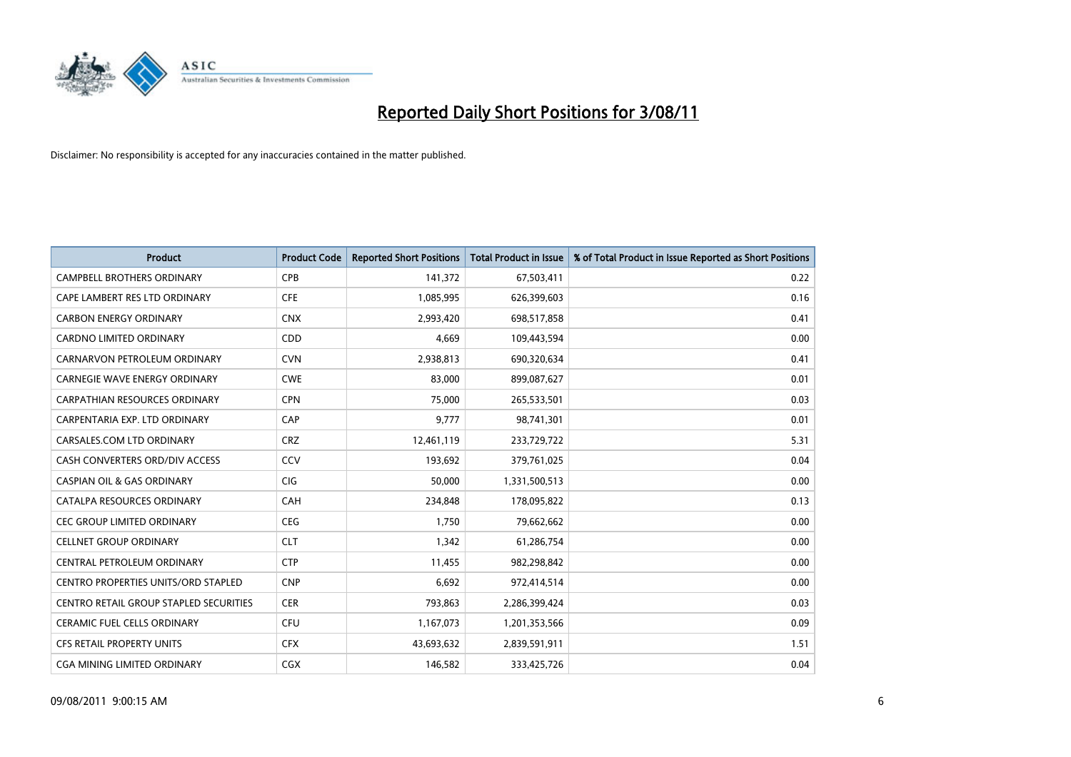# Reported Daily Short Positions for 3/08/11

Disclaimer: No responsibility is accepted for any inaccuracies contained in the matter published.

| Product | Product Code | Reported Short Positions | Total Product in Issue | % of Total Product in Issue Reported as Short Positions |
|---|---|---|---|---|
| CAMPBELL BROTHERS ORDINARY | CPB | 141,372 | 67,503,411 | 0.22 |
| CAPE LAMBERT RES LTD ORDINARY | CFE | 1,085,995 | 626,399,603 | 0.16 |
| CARBON ENERGY ORDINARY | CNX | 2,993,420 | 698,517,858 | 0.41 |
| CARDNO LIMITED ORDINARY | CDD | 4,669 | 109,443,594 | 0.00 |
| CARNARVON PETROLEUM ORDINARY | CVN | 2,938,813 | 690,320,634 | 0.41 |
| CARNEGIE WAVE ENERGY ORDINARY | CWE | 83,000 | 899,087,627 | 0.01 |
| CARPATHIAN RESOURCES ORDINARY | CPN | 75,000 | 265,533,501 | 0.03 |
| CARPENTARIA EXP. LTD ORDINARY | CAP | 9,777 | 98,741,301 | 0.01 |
| CARSALES.COM LTD ORDINARY | CRZ | 12,461,119 | 233,729,722 | 5.31 |
| CASH CONVERTERS ORD/DIV ACCESS | CCV | 193,692 | 379,761,025 | 0.04 |
| CASPIAN OIL & GAS ORDINARY | CIG | 50,000 | 1,331,500,513 | 0.00 |
| CATALPA RESOURCES ORDINARY | CAH | 234,848 | 178,095,822 | 0.13 |
| CEC GROUP LIMITED ORDINARY | CEG | 1,750 | 79,662,662 | 0.00 |
| CELLNET GROUP ORDINARY | CLT | 1,342 | 61,286,754 | 0.00 |
| CENTRAL PETROLEUM ORDINARY | CTP | 11,455 | 982,298,842 | 0.00 |
| CENTRO PROPERTIES UNITS/ORD STAPLED | CNP | 6,692 | 972,414,514 | 0.00 |
| CENTRO RETAIL GROUP STAPLED SECURITIES | CER | 793,863 | 2,286,399,424 | 0.03 |
| CERAMIC FUEL CELLS ORDINARY | CFU | 1,167,073 | 1,201,353,566 | 0.09 |
| CFS RETAIL PROPERTY UNITS | CFX | 43,693,632 | 2,839,591,911 | 1.51 |
| CGA MINING LIMITED ORDINARY | CGX | 146,582 | 333,425,726 | 0.04 |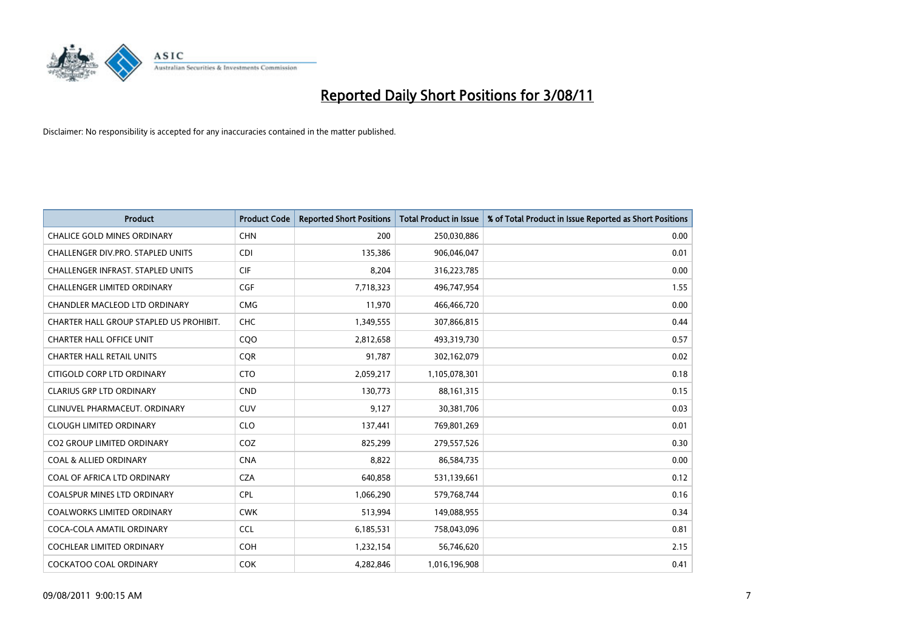# Reported Daily Short Positions for 3/08/11

Disclaimer: No responsibility is accepted for any inaccuracies contained in the matter published.

| Product | Product Code | Reported Short Positions | Total Product in Issue | % of Total Product in Issue Reported as Short Positions |
|---|---|---|---|---|
| CHALICE GOLD MINES ORDINARY | CHN | 200 | 250,030,886 | 0.00 |
| CHALLENGER DIV.PRO. STAPLED UNITS | CDI | 135,386 | 906,046,047 | 0.01 |
| CHALLENGER INFRAST. STAPLED UNITS | CIF | 8,204 | 316,223,785 | 0.00 |
| CHALLENGER LIMITED ORDINARY | CGF | 7,718,323 | 496,747,954 | 1.55 |
| CHANDLER MACLEOD LTD ORDINARY | CMG | 11,970 | 466,466,720 | 0.00 |
| CHARTER HALL GROUP STAPLED US PROHIBIT. | CHC | 1,349,555 | 307,866,815 | 0.44 |
| CHARTER HALL OFFICE UNIT | CQO | 2,812,658 | 493,319,730 | 0.57 |
| CHARTER HALL RETAIL UNITS | CQR | 91,787 | 302,162,079 | 0.02 |
| CITIGOLD CORP LTD ORDINARY | CTO | 2,059,217 | 1,105,078,301 | 0.18 |
| CLARIUS GRP LTD ORDINARY | CND | 130,773 | 88,161,315 | 0.15 |
| CLINUVEL PHARMACEUT. ORDINARY | CUV | 9,127 | 30,381,706 | 0.03 |
| CLOUGH LIMITED ORDINARY | CLO | 137,441 | 769,801,269 | 0.01 |
| CO2 GROUP LIMITED ORDINARY | COZ | 825,299 | 279,557,526 | 0.30 |
| COAL & ALLIED ORDINARY | CNA | 8,822 | 86,584,735 | 0.00 |
| COAL OF AFRICA LTD ORDINARY | CZA | 640,858 | 531,139,661 | 0.12 |
| COALSPUR MINES LTD ORDINARY | CPL | 1,066,290 | 579,768,744 | 0.16 |
| COALWORKS LIMITED ORDINARY | CWK | 513,994 | 149,088,955 | 0.34 |
| COCA-COLA AMATIL ORDINARY | CCL | 6,185,531 | 758,043,096 | 0.81 |
| COCHLEAR LIMITED ORDINARY | COH | 1,232,154 | 56,746,620 | 2.15 |
| COCKATOO COAL ORDINARY | COK | 4,282,846 | 1,016,196,908 | 0.41 |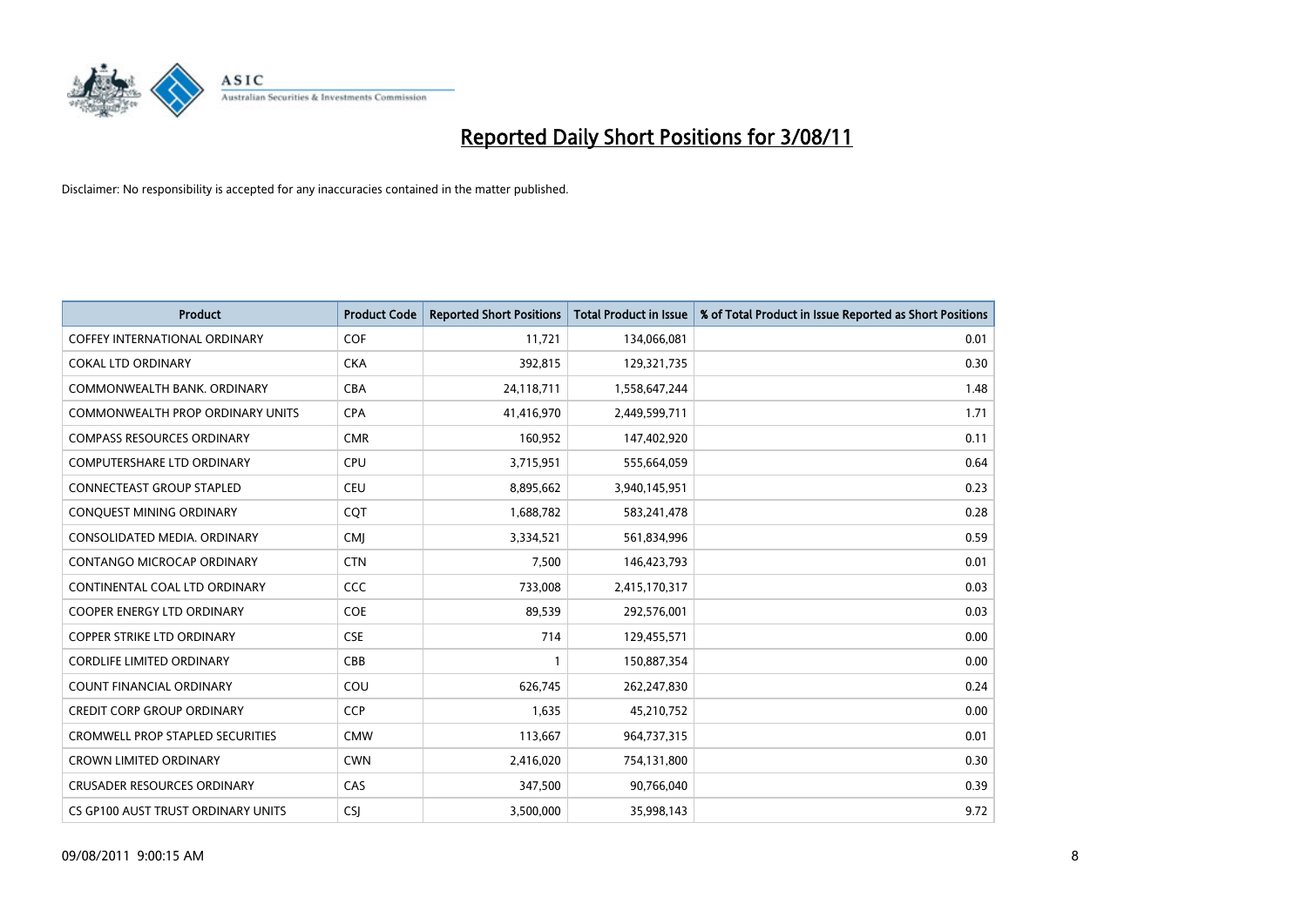# Reported Daily Short Positions for 3/08/11

Disclaimer: No responsibility is accepted for any inaccuracies contained in the matter published.

| Product | Product Code | Reported Short Positions | Total Product in Issue | % of Total Product in Issue Reported as Short Positions |
|---|---|---|---|---|
| COFFEY INTERNATIONAL ORDINARY | COF | 11,721 | 134,066,081 | 0.01 |
| COKAL LTD ORDINARY | CKA | 392,815 | 129,321,735 | 0.30 |
| COMMONWEALTH BANK. ORDINARY | CBA | 24,118,711 | 1,558,647,244 | 1.48 |
| COMMONWEALTH PROP ORDINARY UNITS | CPA | 41,416,970 | 2,449,599,711 | 1.71 |
| COMPASS RESOURCES ORDINARY | CMR | 160,952 | 147,402,920 | 0.11 |
| COMPUTERSHARE LTD ORDINARY | CPU | 3,715,951 | 555,664,059 | 0.64 |
| CONNECTEAST GROUP STAPLED | CEU | 8,895,662 | 3,940,145,951 | 0.23 |
| CONQUEST MINING ORDINARY | CQT | 1,688,782 | 583,241,478 | 0.28 |
| CONSOLIDATED MEDIA. ORDINARY | CMJ | 3,334,521 | 561,834,996 | 0.59 |
| CONTANGO MICROCAP ORDINARY | CTN | 7,500 | 146,423,793 | 0.01 |
| CONTINENTAL COAL LTD ORDINARY | CCC | 733,008 | 2,415,170,317 | 0.03 |
| COOPER ENERGY LTD ORDINARY | COE | 89,539 | 292,576,001 | 0.03 |
| COPPER STRIKE LTD ORDINARY | CSE | 714 | 129,455,571 | 0.00 |
| CORDLIFE LIMITED ORDINARY | CBB | 1 | 150,887,354 | 0.00 |
| COUNT FINANCIAL ORDINARY | COU | 626,745 | 262,247,830 | 0.24 |
| CREDIT CORP GROUP ORDINARY | CCP | 1,635 | 45,210,752 | 0.00 |
| CROMWELL PROP STAPLED SECURITIES | CMW | 113,667 | 964,737,315 | 0.01 |
| CROWN LIMITED ORDINARY | CWN | 2,416,020 | 754,131,800 | 0.30 |
| CRUSADER RESOURCES ORDINARY | CAS | 347,500 | 90,766,040 | 0.39 |
| CS GP100 AUST TRUST ORDINARY UNITS | CSJ | 3,500,000 | 35,998,143 | 9.72 |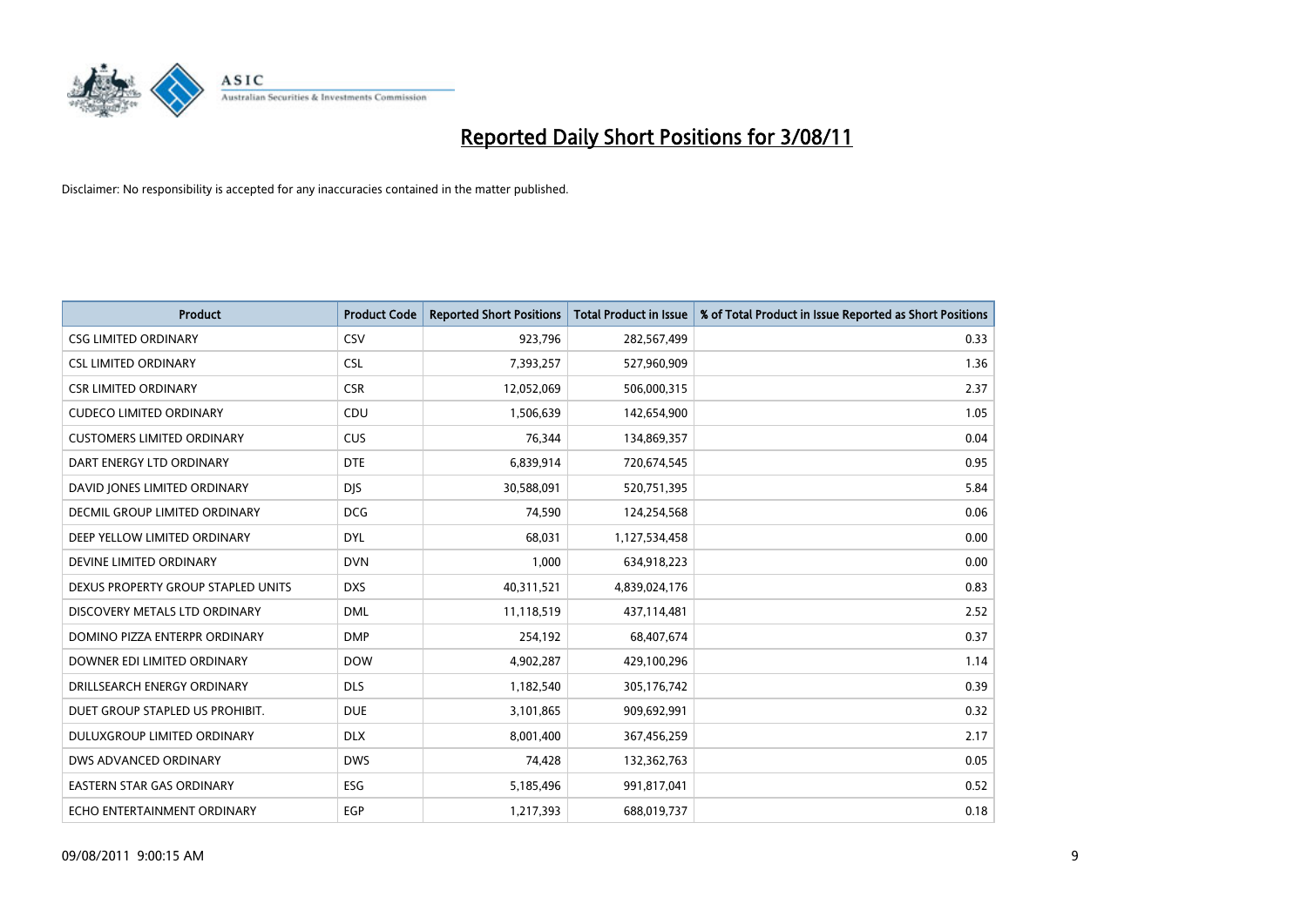# Reported Daily Short Positions for 3/08/11

Disclaimer: No responsibility is accepted for any inaccuracies contained in the matter published.

| Product | Product Code | Reported Short Positions | Total Product in Issue | % of Total Product in Issue Reported as Short Positions |
|---|---|---|---|---|
| CSG LIMITED ORDINARY | CSV | 923,796 | 282,567,499 | 0.33 |
| CSL LIMITED ORDINARY | CSL | 7,393,257 | 527,960,909 | 1.36 |
| CSR LIMITED ORDINARY | CSR | 12,052,069 | 506,000,315 | 2.37 |
| CUDECO LIMITED ORDINARY | CDU | 1,506,639 | 142,654,900 | 1.05 |
| CUSTOMERS LIMITED ORDINARY | CUS | 76,344 | 134,869,357 | 0.04 |
| DART ENERGY LTD ORDINARY | DTE | 6,839,914 | 720,674,545 | 0.95 |
| DAVID JONES LIMITED ORDINARY | DJS | 30,588,091 | 520,751,395 | 5.84 |
| DECMIL GROUP LIMITED ORDINARY | DCG | 74,590 | 124,254,568 | 0.06 |
| DEEP YELLOW LIMITED ORDINARY | DYL | 68,031 | 1,127,534,458 | 0.00 |
| DEVINE LIMITED ORDINARY | DVN | 1,000 | 634,918,223 | 0.00 |
| DEXUS PROPERTY GROUP STAPLED UNITS | DXS | 40,311,521 | 4,839,024,176 | 0.83 |
| DISCOVERY METALS LTD ORDINARY | DML | 11,118,519 | 437,114,481 | 2.52 |
| DOMINO PIZZA ENTERPR ORDINARY | DMP | 254,192 | 68,407,674 | 0.37 |
| DOWNER EDI LIMITED ORDINARY | DOW | 4,902,287 | 429,100,296 | 1.14 |
| DRILLSEARCH ENERGY ORDINARY | DLS | 1,182,540 | 305,176,742 | 0.39 |
| DUET GROUP STAPLED US PROHIBIT. | DUE | 3,101,865 | 909,692,991 | 0.32 |
| DULUXGROUP LIMITED ORDINARY | DLX | 8,001,400 | 367,456,259 | 2.17 |
| DWS ADVANCED ORDINARY | DWS | 74,428 | 132,362,763 | 0.05 |
| EASTERN STAR GAS ORDINARY | ESG | 5,185,496 | 991,817,041 | 0.52 |
| ECHO ENTERTAINMENT ORDINARY | EGP | 1,217,393 | 688,019,737 | 0.18 |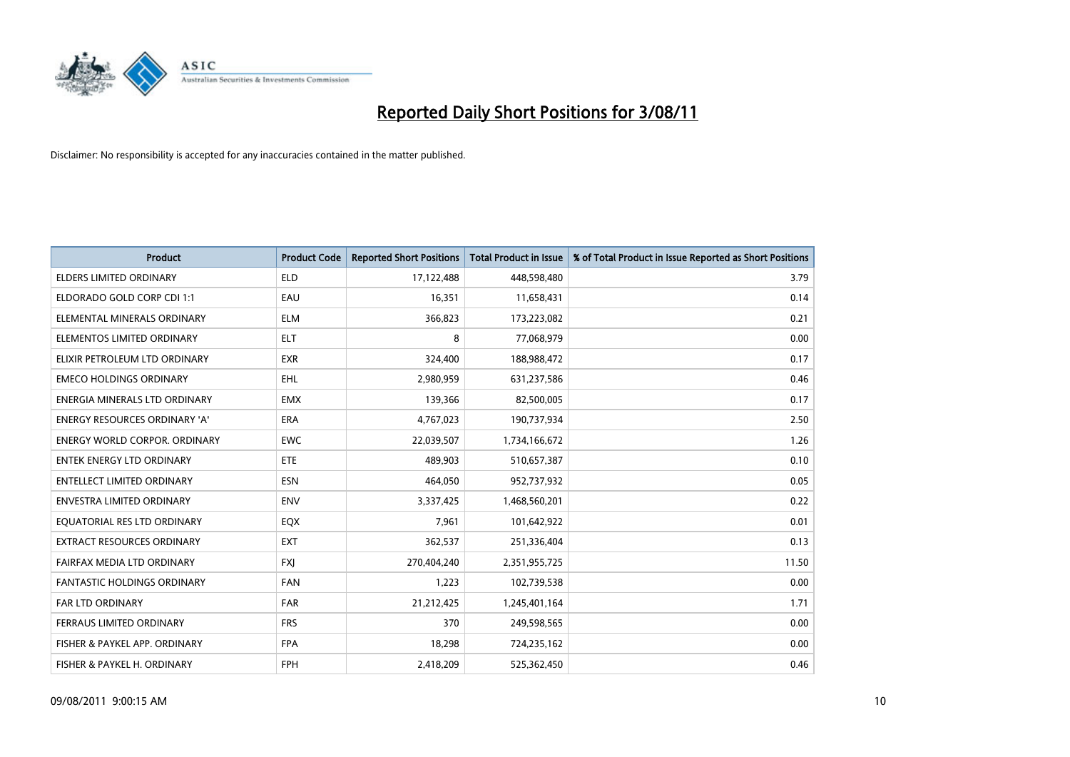# Reported Daily Short Positions for 3/08/11

Disclaimer: No responsibility is accepted for any inaccuracies contained in the matter published.

| Product | Product Code | Reported Short Positions | Total Product in Issue | % of Total Product in Issue Reported as Short Positions |
|---|---|---|---|---|
| ELDERS LIMITED ORDINARY | ELD | 17,122,488 | 448,598,480 | 3.79 |
| ELDORADO GOLD CORP CDI 1:1 | EAU | 16,351 | 11,658,431 | 0.14 |
| ELEMENTAL MINERALS ORDINARY | ELM | 366,823 | 173,223,082 | 0.21 |
| ELEMENTOS LIMITED ORDINARY | ELT | 8 | 77,068,979 | 0.00 |
| ELIXIR PETROLEUM LTD ORDINARY | EXR | 324,400 | 188,988,472 | 0.17 |
| EMECO HOLDINGS ORDINARY | EHL | 2,980,959 | 631,237,586 | 0.46 |
| ENERGIA MINERALS LTD ORDINARY | EMX | 139,366 | 82,500,005 | 0.17 |
| ENERGY RESOURCES ORDINARY 'A' | ERA | 4,767,023 | 190,737,934 | 2.50 |
| ENERGY WORLD CORPOR. ORDINARY | EWC | 22,039,507 | 1,734,166,672 | 1.26 |
| ENTEK ENERGY LTD ORDINARY | ETE | 489,903 | 510,657,387 | 0.10 |
| ENTELLECT LIMITED ORDINARY | ESN | 464,050 | 952,737,932 | 0.05 |
| ENVESTRA LIMITED ORDINARY | ENV | 3,337,425 | 1,468,560,201 | 0.22 |
| EQUATORIAL RES LTD ORDINARY | EQX | 7,961 | 101,642,922 | 0.01 |
| EXTRACT RESOURCES ORDINARY | EXT | 362,537 | 251,336,404 | 0.13 |
| FAIRFAX MEDIA LTD ORDINARY | FXJ | 270,404,240 | 2,351,955,725 | 11.50 |
| FANTASTIC HOLDINGS ORDINARY | FAN | 1,223 | 102,739,538 | 0.00 |
| FAR LTD ORDINARY | FAR | 21,212,425 | 1,245,401,164 | 1.71 |
| FERRAUS LIMITED ORDINARY | FRS | 370 | 249,598,565 | 0.00 |
| FISHER & PAYKEL APP. ORDINARY | FPA | 18,298 | 724,235,162 | 0.00 |
| FISHER & PAYKEL H. ORDINARY | FPH | 2,418,209 | 525,362,450 | 0.46 |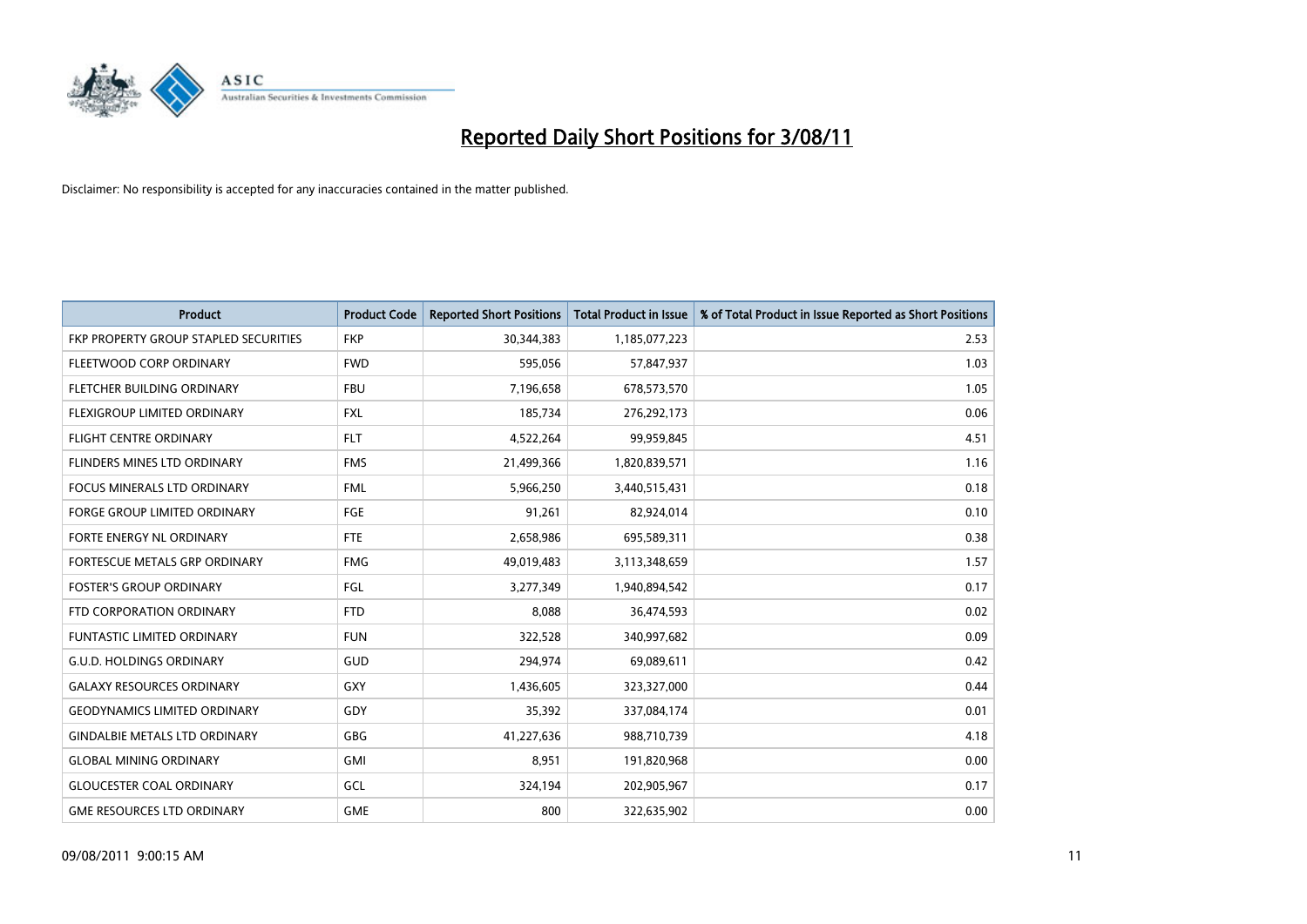# Reported Daily Short Positions for 3/08/11

Disclaimer: No responsibility is accepted for any inaccuracies contained in the matter published.

| Product | Product Code | Reported Short Positions | Total Product in Issue | % of Total Product in Issue Reported as Short Positions |
| --- | --- | --- | --- | --- |
| FKP PROPERTY GROUP STAPLED SECURITIES | FKP | 30,344,383 | 1,185,077,223 | 2.53 |
| FLEETWOOD CORP ORDINARY | FWD | 595,056 | 57,847,937 | 1.03 |
| FLETCHER BUILDING ORDINARY | FBU | 7,196,658 | 678,573,570 | 1.05 |
| FLEXIGROUP LIMITED ORDINARY | FXL | 185,734 | 276,292,173 | 0.06 |
| FLIGHT CENTRE ORDINARY | FLT | 4,522,264 | 99,959,845 | 4.51 |
| FLINDERS MINES LTD ORDINARY | FMS | 21,499,366 | 1,820,839,571 | 1.16 |
| FOCUS MINERALS LTD ORDINARY | FML | 5,966,250 | 3,440,515,431 | 0.18 |
| FORGE GROUP LIMITED ORDINARY | FGE | 91,261 | 82,924,014 | 0.10 |
| FORTE ENERGY NL ORDINARY | FTE | 2,658,986 | 695,589,311 | 0.38 |
| FORTESCUE METALS GRP ORDINARY | FMG | 49,019,483 | 3,113,348,659 | 1.57 |
| FOSTER'S GROUP ORDINARY | FGL | 3,277,349 | 1,940,894,542 | 0.17 |
| FTD CORPORATION ORDINARY | FTD | 8,088 | 36,474,593 | 0.02 |
| FUNTASTIC LIMITED ORDINARY | FUN | 322,528 | 340,997,682 | 0.09 |
| G.U.D. HOLDINGS ORDINARY | GUD | 294,974 | 69,089,611 | 0.42 |
| GALAXY RESOURCES ORDINARY | GXY | 1,436,605 | 323,327,000 | 0.44 |
| GEODYNAMICS LIMITED ORDINARY | GDY | 35,392 | 337,084,174 | 0.01 |
| GINDALBIE METALS LTD ORDINARY | GBG | 41,227,636 | 988,710,739 | 4.18 |
| GLOBAL MINING ORDINARY | GMI | 8,951 | 191,820,968 | 0.00 |
| GLOUCESTER COAL ORDINARY | GCL | 324,194 | 202,905,967 | 0.17 |
| GME RESOURCES LTD ORDINARY | GME | 800 | 322,635,902 | 0.00 |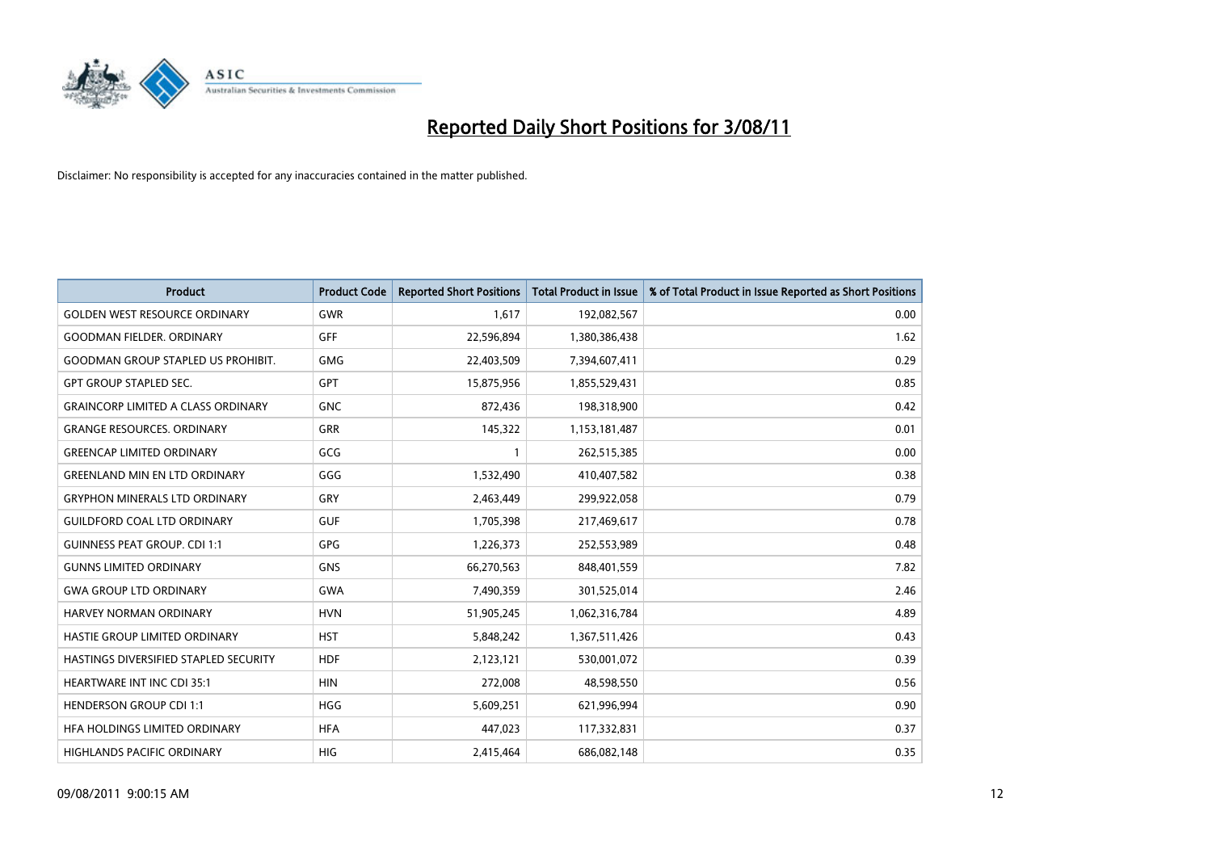# Reported Daily Short Positions for 3/08/11

Disclaimer: No responsibility is accepted for any inaccuracies contained in the matter published.

| Product | Product Code | Reported Short Positions | Total Product in Issue | % of Total Product in Issue Reported as Short Positions |
|---|---|---|---|---|
| GOLDEN WEST RESOURCE ORDINARY | GWR | 1,617 | 192,082,567 | 0.00 |
| GOODMAN FIELDER. ORDINARY | GFF | 22,596,894 | 1,380,386,438 | 1.62 |
| GOODMAN GROUP STAPLED US PROHIBIT. | GMG | 22,403,509 | 7,394,607,411 | 0.29 |
| GPT GROUP STAPLED SEC. | GPT | 15,875,956 | 1,855,529,431 | 0.85 |
| GRAINCORP LIMITED A CLASS ORDINARY | GNC | 872,436 | 198,318,900 | 0.42 |
| GRANGE RESOURCES. ORDINARY | GRR | 145,322 | 1,153,181,487 | 0.01 |
| GREENCAP LIMITED ORDINARY | GCG | 1 | 262,515,385 | 0.00 |
| GREENLAND MIN EN LTD ORDINARY | GGG | 1,532,490 | 410,407,582 | 0.38 |
| GRYPHON MINERALS LTD ORDINARY | GRY | 2,463,449 | 299,922,058 | 0.79 |
| GUILDFORD COAL LTD ORDINARY | GUF | 1,705,398 | 217,469,617 | 0.78 |
| GUINNESS PEAT GROUP. CDI 1:1 | GPG | 1,226,373 | 252,553,989 | 0.48 |
| GUNNS LIMITED ORDINARY | GNS | 66,270,563 | 848,401,559 | 7.82 |
| GWA GROUP LTD ORDINARY | GWA | 7,490,359 | 301,525,014 | 2.46 |
| HARVEY NORMAN ORDINARY | HVN | 51,905,245 | 1,062,316,784 | 4.89 |
| HASTIE GROUP LIMITED ORDINARY | HST | 5,848,242 | 1,367,511,426 | 0.43 |
| HASTINGS DIVERSIFIED STAPLED SECURITY | HDF | 2,123,121 | 530,001,072 | 0.39 |
| HEARTWARE INT INC CDI 35:1 | HIN | 272,008 | 48,598,550 | 0.56 |
| HENDERSON GROUP CDI 1:1 | HGG | 5,609,251 | 621,996,994 | 0.90 |
| HFA HOLDINGS LIMITED ORDINARY | HFA | 447,023 | 117,332,831 | 0.37 |
| HIGHLANDS PACIFIC ORDINARY | HIG | 2,415,464 | 686,082,148 | 0.35 |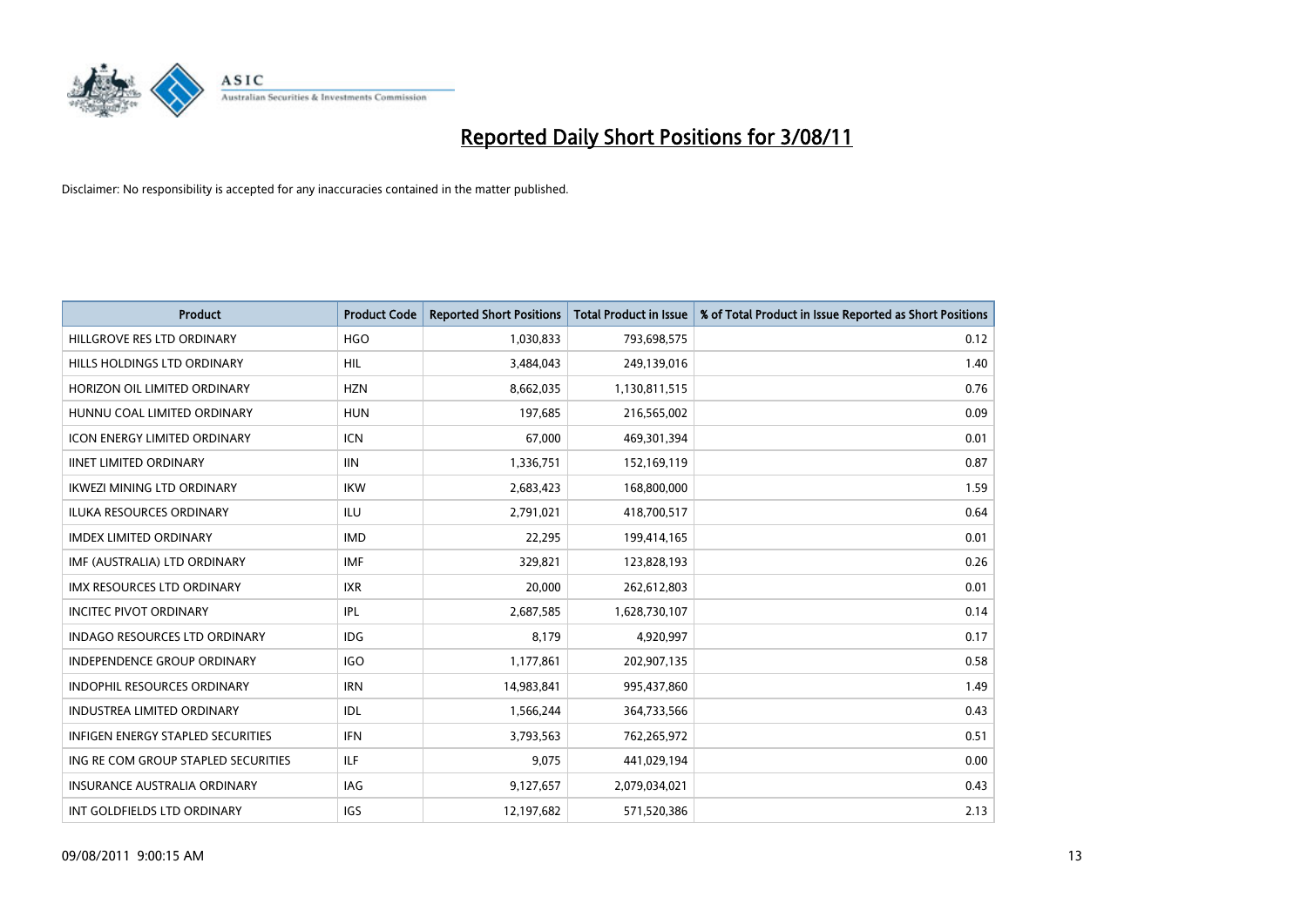# Reported Daily Short Positions for 3/08/11

Disclaimer: No responsibility is accepted for any inaccuracies contained in the matter published.

| Product | Product Code | Reported Short Positions | Total Product in Issue | % of Total Product in Issue Reported as Short Positions |
| --- | --- | --- | --- | --- |
| HILLGROVE RES LTD ORDINARY | HGO | 1,030,833 | 793,698,575 | 0.12 |
| HILLS HOLDINGS LTD ORDINARY | HIL | 3,484,043 | 249,139,016 | 1.40 |
| HORIZON OIL LIMITED ORDINARY | HZN | 8,662,035 | 1,130,811,515 | 0.76 |
| HUNNU COAL LIMITED ORDINARY | HUN | 197,685 | 216,565,002 | 0.09 |
| ICON ENERGY LIMITED ORDINARY | ICN | 67,000 | 469,301,394 | 0.01 |
| IINET LIMITED ORDINARY | IIN | 1,336,751 | 152,169,119 | 0.87 |
| IKWEZI MINING LTD ORDINARY | IKW | 2,683,423 | 168,800,000 | 1.59 |
| ILUKA RESOURCES ORDINARY | ILU | 2,791,021 | 418,700,517 | 0.64 |
| IMDEX LIMITED ORDINARY | IMD | 22,295 | 199,414,165 | 0.01 |
| IMF (AUSTRALIA) LTD ORDINARY | IMF | 329,821 | 123,828,193 | 0.26 |
| IMX RESOURCES LTD ORDINARY | IXR | 20,000 | 262,612,803 | 0.01 |
| INCITEC PIVOT ORDINARY | IPL | 2,687,585 | 1,628,730,107 | 0.14 |
| INDAGO RESOURCES LTD ORDINARY | IDG | 8,179 | 4,920,997 | 0.17 |
| INDEPENDENCE GROUP ORDINARY | IGO | 1,177,861 | 202,907,135 | 0.58 |
| INDOPHIL RESOURCES ORDINARY | IRN | 14,983,841 | 995,437,860 | 1.49 |
| INDUSTREA LIMITED ORDINARY | IDL | 1,566,244 | 364,733,566 | 0.43 |
| INFIGEN ENERGY STAPLED SECURITIES | IFN | 3,793,563 | 762,265,972 | 0.51 |
| ING RE COM GROUP STAPLED SECURITIES | ILF | 9,075 | 441,029,194 | 0.00 |
| INSURANCE AUSTRALIA ORDINARY | IAG | 9,127,657 | 2,079,034,021 | 0.43 |
| INT GOLDFIELDS LTD ORDINARY | IGS | 12,197,682 | 571,520,386 | 2.13 |

09/08/2011 9:00:15 AM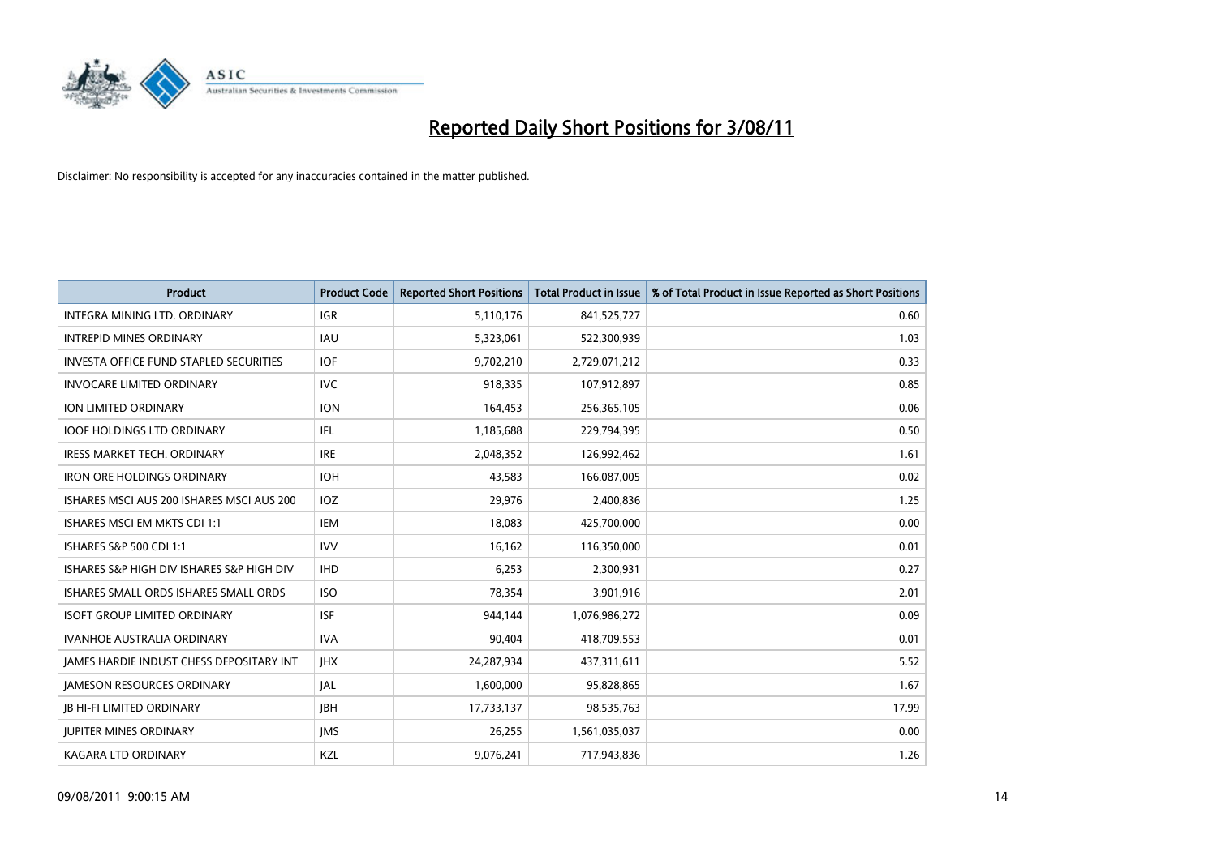# Reported Daily Short Positions for 3/08/11

Disclaimer: No responsibility is accepted for any inaccuracies contained in the matter published.

| Product | Product Code | Reported Short Positions | Total Product in Issue | % of Total Product in Issue Reported as Short Positions |
|---|---|---|---|---|
| INTEGRA MINING LTD. ORDINARY | IGR | 5,110,176 | 841,525,727 | 0.60 |
| INTREPID MINES ORDINARY | IAU | 5,323,061 | 522,300,939 | 1.03 |
| INVESTA OFFICE FUND STAPLED SECURITIES | IOF | 9,702,210 | 2,729,071,212 | 0.33 |
| INVOCARE LIMITED ORDINARY | IVC | 918,335 | 107,912,897 | 0.85 |
| ION LIMITED ORDINARY | ION | 164,453 | 256,365,105 | 0.06 |
| IOOF HOLDINGS LTD ORDINARY | IFL | 1,185,688 | 229,794,395 | 0.50 |
| IRESS MARKET TECH. ORDINARY | IRE | 2,048,352 | 126,992,462 | 1.61 |
| IRON ORE HOLDINGS ORDINARY | IOH | 43,583 | 166,087,005 | 0.02 |
| ISHARES MSCI AUS 200 ISHARES MSCI AUS 200 | IOZ | 29,976 | 2,400,836 | 1.25 |
| ISHARES MSCI EM MKTS CDI 1:1 | IEM | 18,083 | 425,700,000 | 0.00 |
| ISHARES S&P 500 CDI 1:1 | IVV | 16,162 | 116,350,000 | 0.01 |
| ISHARES S&P HIGH DIV ISHARES S&P HIGH DIV | IHD | 6,253 | 2,300,931 | 0.27 |
| ISHARES SMALL ORDS ISHARES SMALL ORDS | ISO | 78,354 | 3,901,916 | 2.01 |
| ISOFT GROUP LIMITED ORDINARY | ISF | 944,144 | 1,076,986,272 | 0.09 |
| IVANHOE AUSTRALIA ORDINARY | IVA | 90,404 | 418,709,553 | 0.01 |
| JAMES HARDIE INDUST CHESS DEPOSITARY INT | JHX | 24,287,934 | 437,311,611 | 5.52 |
| JAMESON RESOURCES ORDINARY | JAL | 1,600,000 | 95,828,865 | 1.67 |
| JB HI-FI LIMITED ORDINARY | JBH | 17,733,137 | 98,535,763 | 17.99 |
| JUPITER MINES ORDINARY | JMS | 26,255 | 1,561,035,037 | 0.00 |
| KAGARA LTD ORDINARY | KZL | 9,076,241 | 717,943,836 | 1.26 |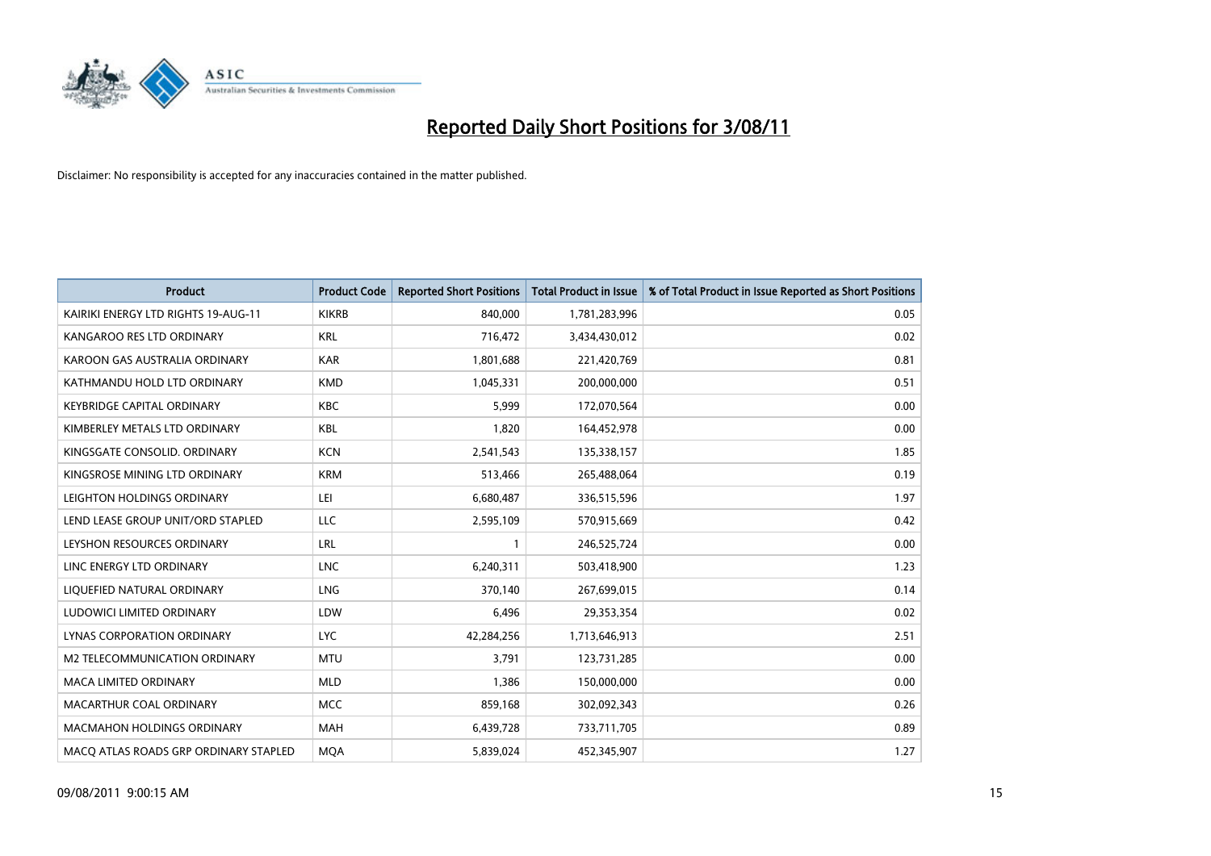# Reported Daily Short Positions for 3/08/11

Disclaimer: No responsibility is accepted for any inaccuracies contained in the matter published.

| Product | Product Code | Reported Short Positions | Total Product in Issue | % of Total Product in Issue Reported as Short Positions |
|---|---|---|---|---|
| KAIRIKI ENERGY LTD RIGHTS 19-AUG-11 | KIKRB | 840,000 | 1,781,283,996 | 0.05 |
| KANGAROO RES LTD ORDINARY | KRL | 716,472 | 3,434,430,012 | 0.02 |
| KAROON GAS AUSTRALIA ORDINARY | KAR | 1,801,688 | 221,420,769 | 0.81 |
| KATHMANDU HOLD LTD ORDINARY | KMD | 1,045,331 | 200,000,000 | 0.51 |
| KEYBRIDGE CAPITAL ORDINARY | KBC | 5,999 | 172,070,564 | 0.00 |
| KIMBERLEY METALS LTD ORDINARY | KBL | 1,820 | 164,452,978 | 0.00 |
| KINGSGATE CONSOLID. ORDINARY | KCN | 2,541,543 | 135,338,157 | 1.85 |
| KINGSROSE MINING LTD ORDINARY | KRM | 513,466 | 265,488,064 | 0.19 |
| LEIGHTON HOLDINGS ORDINARY | LEI | 6,680,487 | 336,515,596 | 1.97 |
| LEND LEASE GROUP UNIT/ORD STAPLED | LLC | 2,595,109 | 570,915,669 | 0.42 |
| LEYSHON RESOURCES ORDINARY | LRL | 1 | 246,525,724 | 0.00 |
| LINC ENERGY LTD ORDINARY | LNC | 6,240,311 | 503,418,900 | 1.23 |
| LIQUEFIED NATURAL ORDINARY | LNG | 370,140 | 267,699,015 | 0.14 |
| LUDOWICI LIMITED ORDINARY | LDW | 6,496 | 29,353,354 | 0.02 |
| LYNAS CORPORATION ORDINARY | LYC | 42,284,256 | 1,713,646,913 | 2.51 |
| M2 TELECOMMUNICATION ORDINARY | MTU | 3,791 | 123,731,285 | 0.00 |
| MACA LIMITED ORDINARY | MLD | 1,386 | 150,000,000 | 0.00 |
| MACARTHUR COAL ORDINARY | MCC | 859,168 | 302,092,343 | 0.26 |
| MACMAHON HOLDINGS ORDINARY | MAH | 6,439,728 | 733,711,705 | 0.89 |
| MACQ ATLAS ROADS GRP ORDINARY STAPLED | MQA | 5,839,024 | 452,345,907 | 1.27 |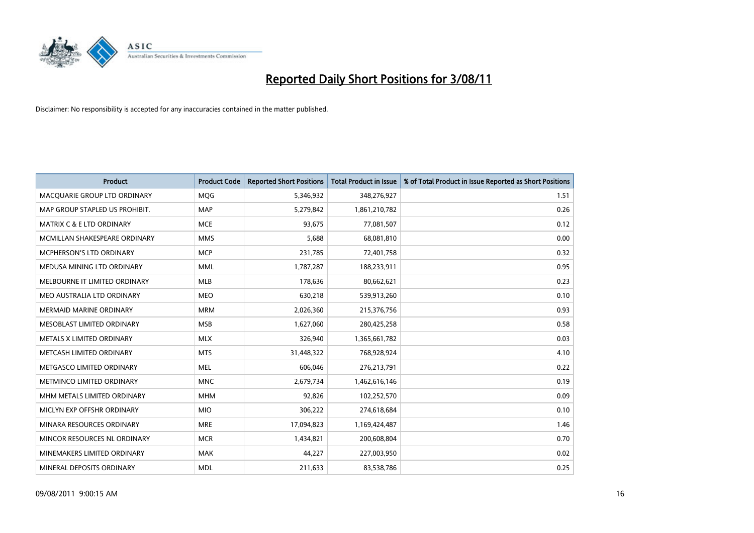# Reported Daily Short Positions for 3/08/11

Disclaimer: No responsibility is accepted for any inaccuracies contained in the matter published.

| Product | Product Code | Reported Short Positions | Total Product in Issue | % of Total Product in Issue Reported as Short Positions |
|---|---|---|---|---|
| MACQUARIE GROUP LTD ORDINARY | MQG | 5,346,932 | 348,276,927 | 1.51 |
| MAP GROUP STAPLED US PROHIBIT. | MAP | 5,279,842 | 1,861,210,782 | 0.26 |
| MATRIX C & E LTD ORDINARY | MCE | 93,675 | 77,081,507 | 0.12 |
| MCMILLAN SHAKESPEARE ORDINARY | MMS | 5,688 | 68,081,810 | 0.00 |
| MCPHERSON'S LTD ORDINARY | MCP | 231,785 | 72,401,758 | 0.32 |
| MEDUSA MINING LTD ORDINARY | MML | 1,787,287 | 188,233,911 | 0.95 |
| MELBOURNE IT LIMITED ORDINARY | MLB | 178,636 | 80,662,621 | 0.23 |
| MEO AUSTRALIA LTD ORDINARY | MEO | 630,218 | 539,913,260 | 0.10 |
| MERMAID MARINE ORDINARY | MRM | 2,026,360 | 215,376,756 | 0.93 |
| MESOBLAST LIMITED ORDINARY | MSB | 1,627,060 | 280,425,258 | 0.58 |
| METALS X LIMITED ORDINARY | MLX | 326,940 | 1,365,661,782 | 0.03 |
| METCASH LIMITED ORDINARY | MTS | 31,448,322 | 768,928,924 | 4.10 |
| METGASCO LIMITED ORDINARY | MEL | 606,046 | 276,213,791 | 0.22 |
| METMINCO LIMITED ORDINARY | MNC | 2,679,734 | 1,462,616,146 | 0.19 |
| MHM METALS LIMITED ORDINARY | MHM | 92,826 | 102,252,570 | 0.09 |
| MICLYN EXP OFFSHR ORDINARY | MIO | 306,222 | 274,618,684 | 0.10 |
| MINARA RESOURCES ORDINARY | MRE | 17,094,823 | 1,169,424,487 | 1.46 |
| MINCOR RESOURCES NL ORDINARY | MCR | 1,434,821 | 200,608,804 | 0.70 |
| MINEMAKERS LIMITED ORDINARY | MAK | 44,227 | 227,003,950 | 0.02 |
| MINERAL DEPOSITS ORDINARY | MDL | 211,633 | 83,538,786 | 0.25 |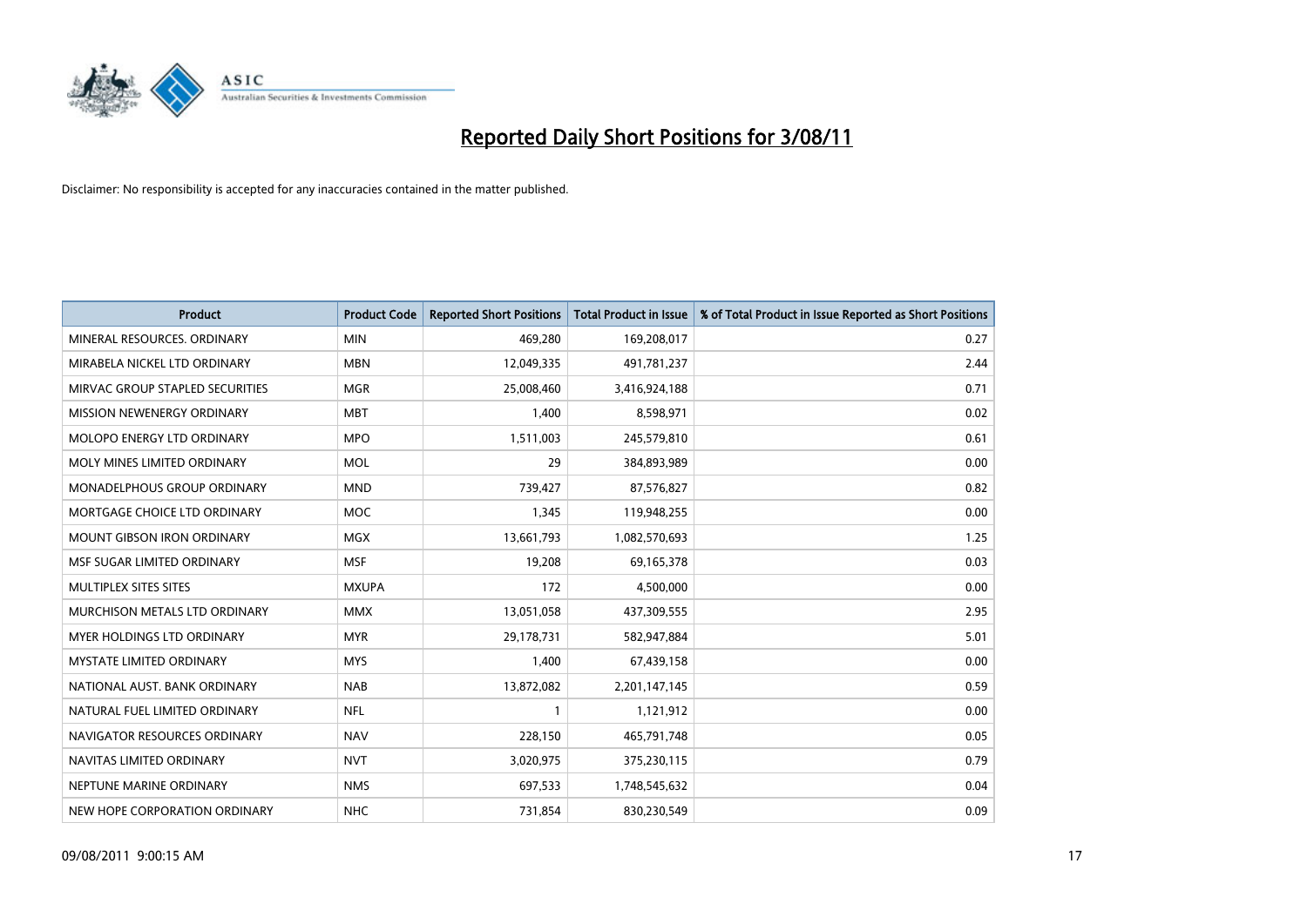# Reported Daily Short Positions for 3/08/11

Disclaimer: No responsibility is accepted for any inaccuracies contained in the matter published.

| Product | Product Code | Reported Short Positions | Total Product in Issue | % of Total Product in Issue Reported as Short Positions |
|---|---|---|---|---|
| MINERAL RESOURCES. ORDINARY | MIN | 469,280 | 169,208,017 | 0.27 |
| MIRABELA NICKEL LTD ORDINARY | MBN | 12,049,335 | 491,781,237 | 2.44 |
| MIRVAC GROUP STAPLED SECURITIES | MGR | 25,008,460 | 3,416,924,188 | 0.71 |
| MISSION NEWENERGY ORDINARY | MBT | 1,400 | 8,598,971 | 0.02 |
| MOLOPO ENERGY LTD ORDINARY | MPO | 1,511,003 | 245,579,810 | 0.61 |
| MOLY MINES LIMITED ORDINARY | MOL | 29 | 384,893,989 | 0.00 |
| MONADELPHOUS GROUP ORDINARY | MND | 739,427 | 87,576,827 | 0.82 |
| MORTGAGE CHOICE LTD ORDINARY | MOC | 1,345 | 119,948,255 | 0.00 |
| MOUNT GIBSON IRON ORDINARY | MGX | 13,661,793 | 1,082,570,693 | 1.25 |
| MSF SUGAR LIMITED ORDINARY | MSF | 19,208 | 69,165,378 | 0.03 |
| MULTIPLEX SITES SITES | MXUPA | 172 | 4,500,000 | 0.00 |
| MURCHISON METALS LTD ORDINARY | MMX | 13,051,058 | 437,309,555 | 2.95 |
| MYER HOLDINGS LTD ORDINARY | MYR | 29,178,731 | 582,947,884 | 5.01 |
| MYSTATE LIMITED ORDINARY | MYS | 1,400 | 67,439,158 | 0.00 |
| NATIONAL AUST. BANK ORDINARY | NAB | 13,872,082 | 2,201,147,145 | 0.59 |
| NATURAL FUEL LIMITED ORDINARY | NFL | 1 | 1,121,912 | 0.00 |
| NAVIGATOR RESOURCES ORDINARY | NAV | 228,150 | 465,791,748 | 0.05 |
| NAVITAS LIMITED ORDINARY | NVT | 3,020,975 | 375,230,115 | 0.79 |
| NEPTUNE MARINE ORDINARY | NMS | 697,533 | 1,748,545,632 | 0.04 |
| NEW HOPE CORPORATION ORDINARY | NHC | 731,854 | 830,230,549 | 0.09 |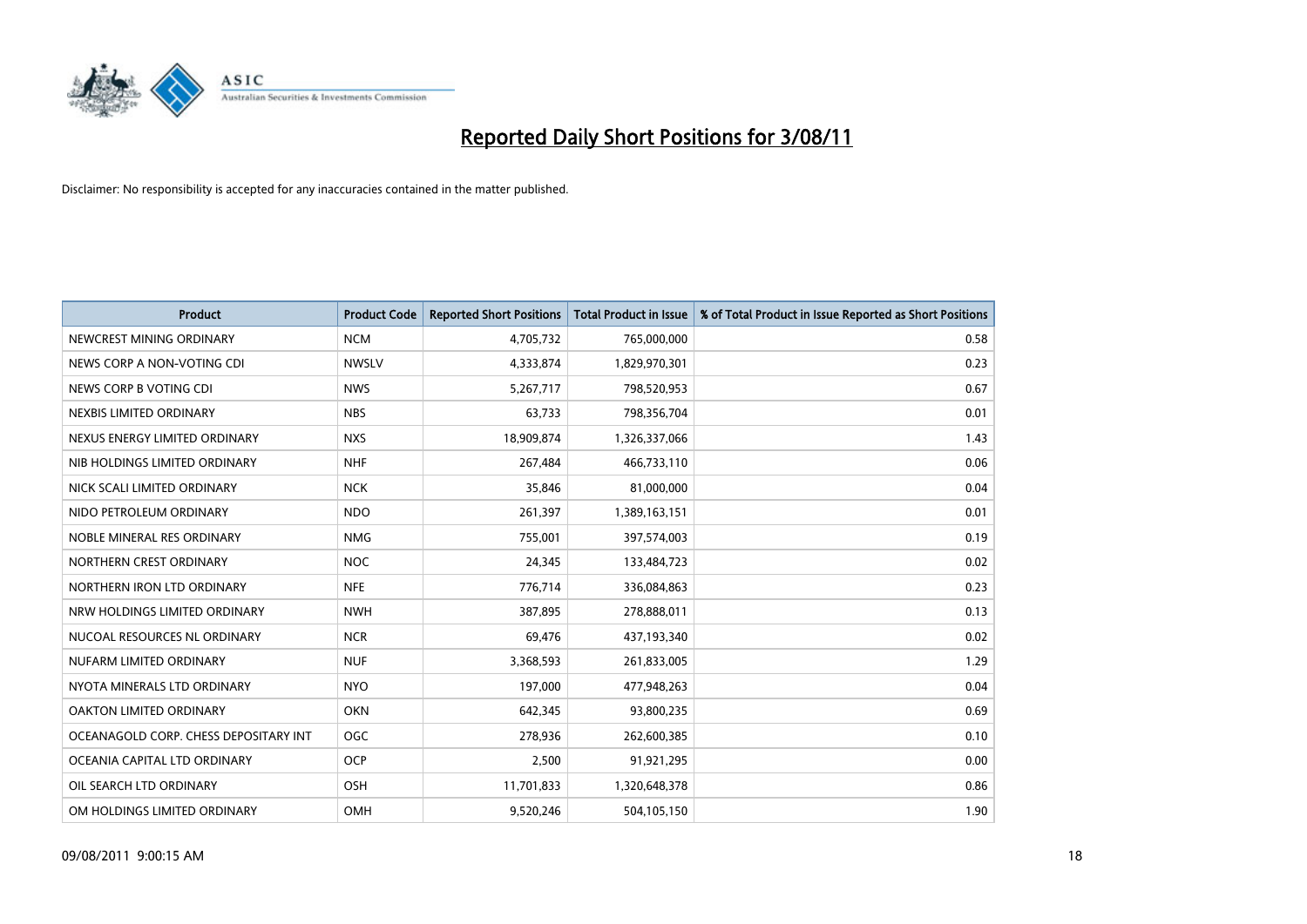# Reported Daily Short Positions for 3/08/11

Disclaimer: No responsibility is accepted for any inaccuracies contained in the matter published.

| Product | Product Code | Reported Short Positions | Total Product in Issue | % of Total Product in Issue Reported as Short Positions |
|---|---|---|---|---|
| NEWCREST MINING ORDINARY | NCM | 4,705,732 | 765,000,000 | 0.58 |
| NEWS CORP A NON-VOTING CDI | NWSLV | 4,333,874 | 1,829,970,301 | 0.23 |
| NEWS CORP B VOTING CDI | NWS | 5,267,717 | 798,520,953 | 0.67 |
| NEXBIS LIMITED ORDINARY | NBS | 63,733 | 798,356,704 | 0.01 |
| NEXUS ENERGY LIMITED ORDINARY | NXS | 18,909,874 | 1,326,337,066 | 1.43 |
| NIB HOLDINGS LIMITED ORDINARY | NHF | 267,484 | 466,733,110 | 0.06 |
| NICK SCALI LIMITED ORDINARY | NCK | 35,846 | 81,000,000 | 0.04 |
| NIDO PETROLEUM ORDINARY | NDO | 261,397 | 1,389,163,151 | 0.01 |
| NOBLE MINERAL RES ORDINARY | NMG | 755,001 | 397,574,003 | 0.19 |
| NORTHERN CREST ORDINARY | NOC | 24,345 | 133,484,723 | 0.02 |
| NORTHERN IRON LTD ORDINARY | NFE | 776,714 | 336,084,863 | 0.23 |
| NRW HOLDINGS LIMITED ORDINARY | NWH | 387,895 | 278,888,011 | 0.13 |
| NUCOAL RESOURCES NL ORDINARY | NCR | 69,476 | 437,193,340 | 0.02 |
| NUFARM LIMITED ORDINARY | NUF | 3,368,593 | 261,833,005 | 1.29 |
| NYOTA MINERALS LTD ORDINARY | NYO | 197,000 | 477,948,263 | 0.04 |
| OAKTON LIMITED ORDINARY | OKN | 642,345 | 93,800,235 | 0.69 |
| OCEANAGOLD CORP. CHESS DEPOSITARY INT | OGC | 278,936 | 262,600,385 | 0.10 |
| OCEANIA CAPITAL LTD ORDINARY | OCP | 2,500 | 91,921,295 | 0.00 |
| OIL SEARCH LTD ORDINARY | OSH | 11,701,833 | 1,320,648,378 | 0.86 |
| OM HOLDINGS LIMITED ORDINARY | OMH | 9,520,246 | 504,105,150 | 1.90 |

09/08/2011 9:00:15 AM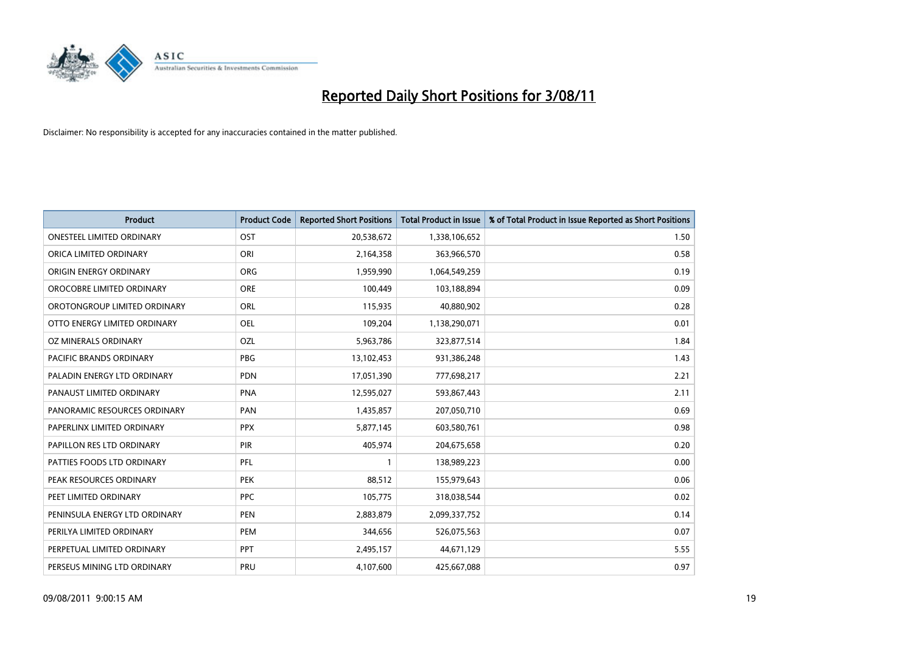# Reported Daily Short Positions for 3/08/11

Disclaimer: No responsibility is accepted for any inaccuracies contained in the matter published.

| Product | Product Code | Reported Short Positions | Total Product in Issue | % of Total Product in Issue Reported as Short Positions |
|---|---|---|---|---|
| ONESTEEL LIMITED ORDINARY | OST | 20,538,672 | 1,338,106,652 | 1.50 |
| ORICA LIMITED ORDINARY | ORI | 2,164,358 | 363,966,570 | 0.58 |
| ORIGIN ENERGY ORDINARY | ORG | 1,959,990 | 1,064,549,259 | 0.19 |
| OROCOBRE LIMITED ORDINARY | ORE | 100,449 | 103,188,894 | 0.09 |
| OROTONGROUP LIMITED ORDINARY | ORL | 115,935 | 40,880,902 | 0.28 |
| OTTO ENERGY LIMITED ORDINARY | OEL | 109,204 | 1,138,290,071 | 0.01 |
| OZ MINERALS ORDINARY | OZL | 5,963,786 | 323,877,514 | 1.84 |
| PACIFIC BRANDS ORDINARY | PBG | 13,102,453 | 931,386,248 | 1.43 |
| PALADIN ENERGY LTD ORDINARY | PDN | 17,051,390 | 777,698,217 | 2.21 |
| PANAUST LIMITED ORDINARY | PNA | 12,595,027 | 593,867,443 | 2.11 |
| PANORAMIC RESOURCES ORDINARY | PAN | 1,435,857 | 207,050,710 | 0.69 |
| PAPERLINX LIMITED ORDINARY | PPX | 5,877,145 | 603,580,761 | 0.98 |
| PAPILLON RES LTD ORDINARY | PIR | 405,974 | 204,675,658 | 0.20 |
| PATTIES FOODS LTD ORDINARY | PFL | 1 | 138,989,223 | 0.00 |
| PEAK RESOURCES ORDINARY | PEK | 88,512 | 155,979,643 | 0.06 |
| PEET LIMITED ORDINARY | PPC | 105,775 | 318,038,544 | 0.02 |
| PENINSULA ENERGY LTD ORDINARY | PEN | 2,883,879 | 2,099,337,752 | 0.14 |
| PERILYA LIMITED ORDINARY | PEM | 344,656 | 526,075,563 | 0.07 |
| PERPETUAL LIMITED ORDINARY | PPT | 2,495,157 | 44,671,129 | 5.55 |
| PERSEUS MINING LTD ORDINARY | PRU | 4,107,600 | 425,667,088 | 0.97 |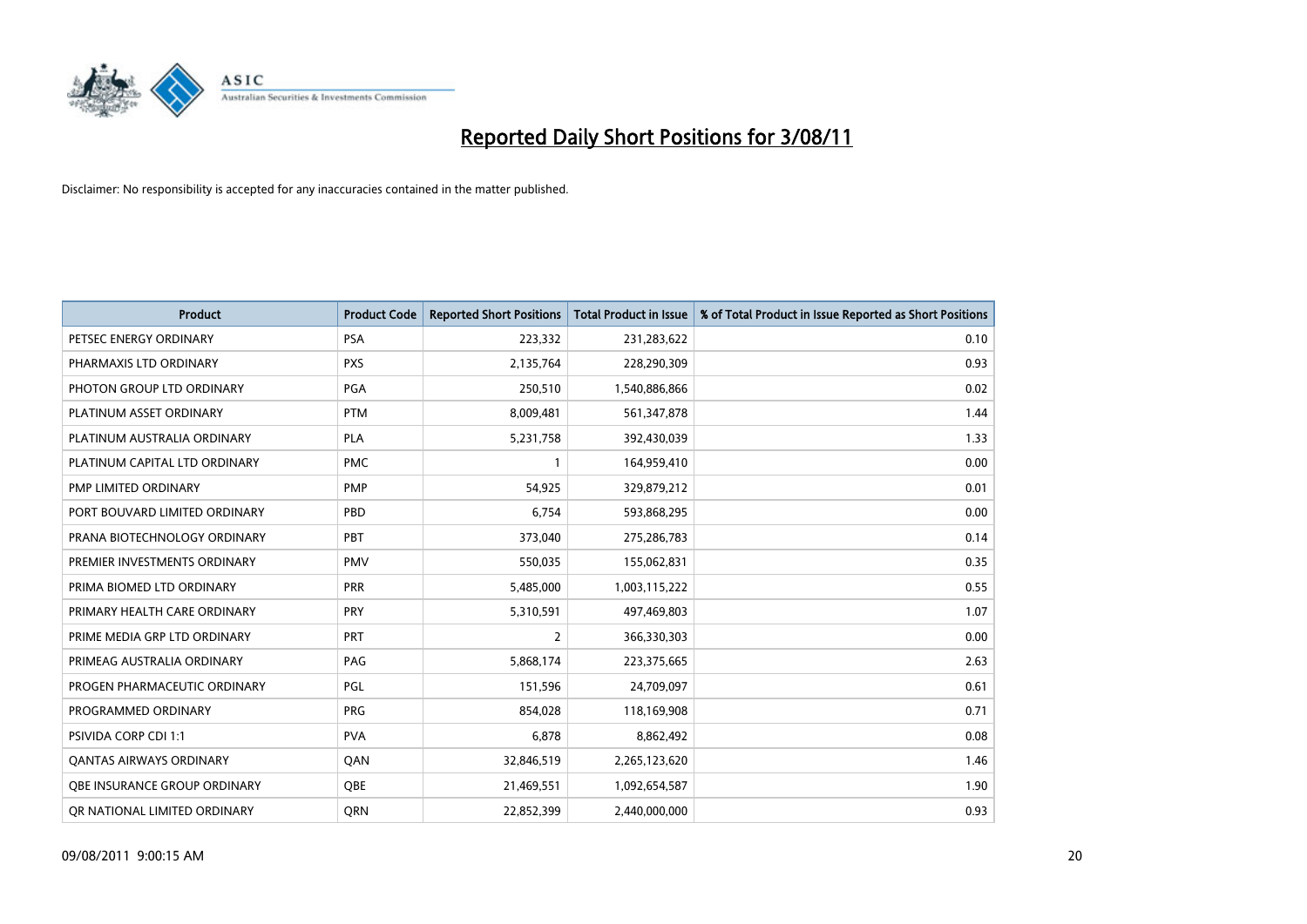# Reported Daily Short Positions for 3/08/11

Disclaimer: No responsibility is accepted for any inaccuracies contained in the matter published.

| Product | Product Code | Reported Short Positions | Total Product in Issue | % of Total Product in Issue Reported as Short Positions |
|---|---|---|---|---|
| PETSEC ENERGY ORDINARY | PSA | 223,332 | 231,283,622 | 0.10 |
| PHARMAXIS LTD ORDINARY | PXS | 2,135,764 | 228,290,309 | 0.93 |
| PHOTON GROUP LTD ORDINARY | PGA | 250,510 | 1,540,886,866 | 0.02 |
| PLATINUM ASSET ORDINARY | PTM | 8,009,481 | 561,347,878 | 1.44 |
| PLATINUM AUSTRALIA ORDINARY | PLA | 5,231,758 | 392,430,039 | 1.33 |
| PLATINUM CAPITAL LTD ORDINARY | PMC | 1 | 164,959,410 | 0.00 |
| PMP LIMITED ORDINARY | PMP | 54,925 | 329,879,212 | 0.01 |
| PORT BOUVARD LIMITED ORDINARY | PBD | 6,754 | 593,868,295 | 0.00 |
| PRANA BIOTECHNOLOGY ORDINARY | PBT | 373,040 | 275,286,783 | 0.14 |
| PREMIER INVESTMENTS ORDINARY | PMV | 550,035 | 155,062,831 | 0.35 |
| PRIMA BIOMED LTD ORDINARY | PRR | 5,485,000 | 1,003,115,222 | 0.55 |
| PRIMARY HEALTH CARE ORDINARY | PRY | 5,310,591 | 497,469,803 | 1.07 |
| PRIME MEDIA GRP LTD ORDINARY | PRT | 2 | 366,330,303 | 0.00 |
| PRIMEAG AUSTRALIA ORDINARY | PAG | 5,868,174 | 223,375,665 | 2.63 |
| PROGEN PHARMACEUTIC ORDINARY | PGL | 151,596 | 24,709,097 | 0.61 |
| PROGRAMMED ORDINARY | PRG | 854,028 | 118,169,908 | 0.71 |
| PSIVIDA CORP CDI 1:1 | PVA | 6,878 | 8,862,492 | 0.08 |
| QANTAS AIRWAYS ORDINARY | QAN | 32,846,519 | 2,265,123,620 | 1.46 |
| QBE INSURANCE GROUP ORDINARY | QBE | 21,469,551 | 1,092,654,587 | 1.90 |
| QR NATIONAL LIMITED ORDINARY | QRN | 22,852,399 | 2,440,000,000 | 0.93 |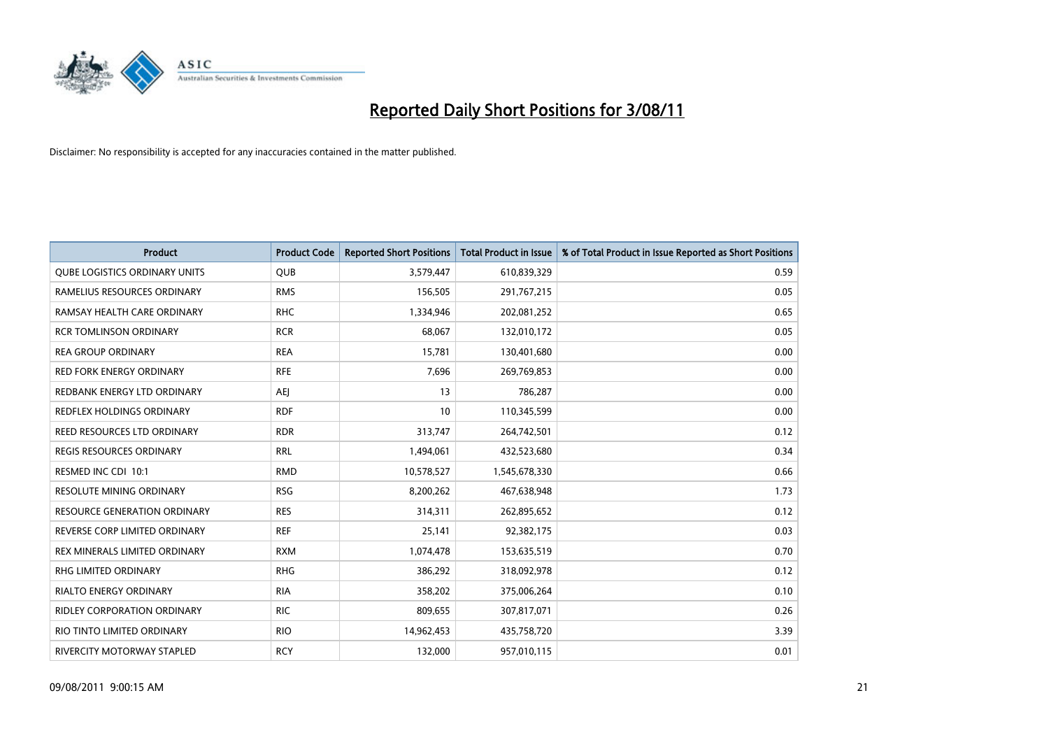# Reported Daily Short Positions for 3/08/11

Disclaimer: No responsibility is accepted for any inaccuracies contained in the matter published.

| Product | Product Code | Reported Short Positions | Total Product in Issue | % of Total Product in Issue Reported as Short Positions |
|---|---|---|---|---|
| QUBE LOGISTICS ORDINARY UNITS | QUB | 3,579,447 | 610,839,329 | 0.59 |
| RAMELIUS RESOURCES ORDINARY | RMS | 156,505 | 291,767,215 | 0.05 |
| RAMSAY HEALTH CARE ORDINARY | RHC | 1,334,946 | 202,081,252 | 0.65 |
| RCR TOMLINSON ORDINARY | RCR | 68,067 | 132,010,172 | 0.05 |
| REA GROUP ORDINARY | REA | 15,781 | 130,401,680 | 0.00 |
| RED FORK ENERGY ORDINARY | RFE | 7,696 | 269,769,853 | 0.00 |
| REDBANK ENERGY LTD ORDINARY | AEJ | 13 | 786,287 | 0.00 |
| REDFLEX HOLDINGS ORDINARY | RDF | 10 | 110,345,599 | 0.00 |
| REED RESOURCES LTD ORDINARY | RDR | 313,747 | 264,742,501 | 0.12 |
| REGIS RESOURCES ORDINARY | RRL | 1,494,061 | 432,523,680 | 0.34 |
| RESMED INC CDI 10:1 | RMD | 10,578,527 | 1,545,678,330 | 0.66 |
| RESOLUTE MINING ORDINARY | RSG | 8,200,262 | 467,638,948 | 1.73 |
| RESOURCE GENERATION ORDINARY | RES | 314,311 | 262,895,652 | 0.12 |
| REVERSE CORP LIMITED ORDINARY | REF | 25,141 | 92,382,175 | 0.03 |
| REX MINERALS LIMITED ORDINARY | RXM | 1,074,478 | 153,635,519 | 0.70 |
| RHG LIMITED ORDINARY | RHG | 386,292 | 318,092,978 | 0.12 |
| RIALTO ENERGY ORDINARY | RIA | 358,202 | 375,006,264 | 0.10 |
| RIDLEY CORPORATION ORDINARY | RIC | 809,655 | 307,817,071 | 0.26 |
| RIO TINTO LIMITED ORDINARY | RIO | 14,962,453 | 435,758,720 | 3.39 |
| RIVERCITY MOTORWAY STAPLED | RCY | 132,000 | 957,010,115 | 0.01 |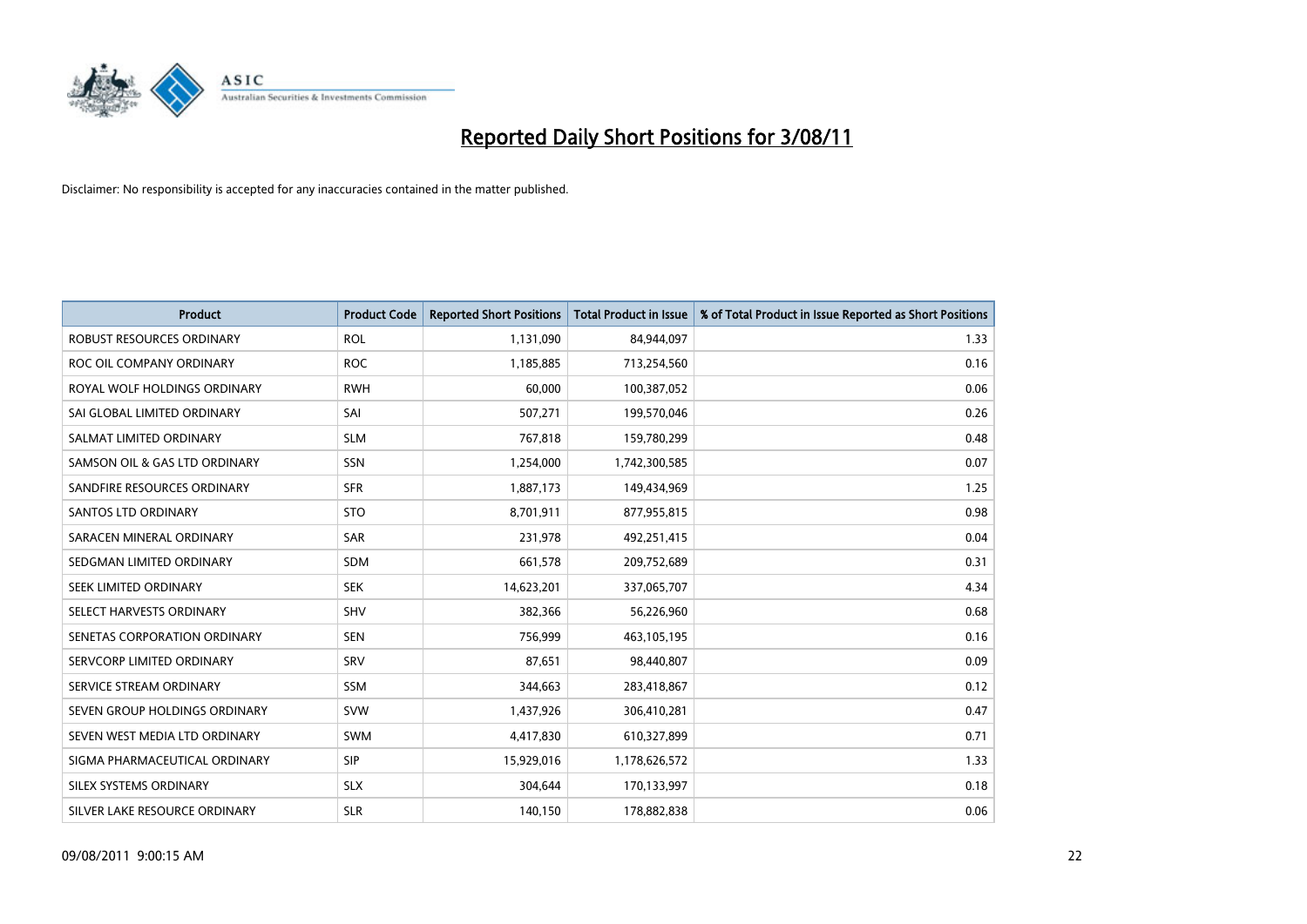# Reported Daily Short Positions for 3/08/11

Disclaimer: No responsibility is accepted for any inaccuracies contained in the matter published.

| Product | Product Code | Reported Short Positions | Total Product in Issue | % of Total Product in Issue Reported as Short Positions |
| --- | --- | --- | --- | --- |
| ROBUST RESOURCES ORDINARY | ROL | 1,131,090 | 84,944,097 | 1.33 |
| ROC OIL COMPANY ORDINARY | ROC | 1,185,885 | 713,254,560 | 0.16 |
| ROYAL WOLF HOLDINGS ORDINARY | RWH | 60,000 | 100,387,052 | 0.06 |
| SAI GLOBAL LIMITED ORDINARY | SAI | 507,271 | 199,570,046 | 0.26 |
| SALMAT LIMITED ORDINARY | SLM | 767,818 | 159,780,299 | 0.48 |
| SAMSON OIL & GAS LTD ORDINARY | SSN | 1,254,000 | 1,742,300,585 | 0.07 |
| SANDFIRE RESOURCES ORDINARY | SFR | 1,887,173 | 149,434,969 | 1.25 |
| SANTOS LTD ORDINARY | STO | 8,701,911 | 877,955,815 | 0.98 |
| SARACEN MINERAL ORDINARY | SAR | 231,978 | 492,251,415 | 0.04 |
| SEDGMAN LIMITED ORDINARY | SDM | 661,578 | 209,752,689 | 0.31 |
| SEEK LIMITED ORDINARY | SEK | 14,623,201 | 337,065,707 | 4.34 |
| SELECT HARVESTS ORDINARY | SHV | 382,366 | 56,226,960 | 0.68 |
| SENETAS CORPORATION ORDINARY | SEN | 756,999 | 463,105,195 | 0.16 |
| SERVCORP LIMITED ORDINARY | SRV | 87,651 | 98,440,807 | 0.09 |
| SERVICE STREAM ORDINARY | SSM | 344,663 | 283,418,867 | 0.12 |
| SEVEN GROUP HOLDINGS ORDINARY | SVW | 1,437,926 | 306,410,281 | 0.47 |
| SEVEN WEST MEDIA LTD ORDINARY | SWM | 4,417,830 | 610,327,899 | 0.71 |
| SIGMA PHARMACEUTICAL ORDINARY | SIP | 15,929,016 | 1,178,626,572 | 1.33 |
| SILEX SYSTEMS ORDINARY | SLX | 304,644 | 170,133,997 | 0.18 |
| SILVER LAKE RESOURCE ORDINARY | SLR | 140,150 | 178,882,838 | 0.06 |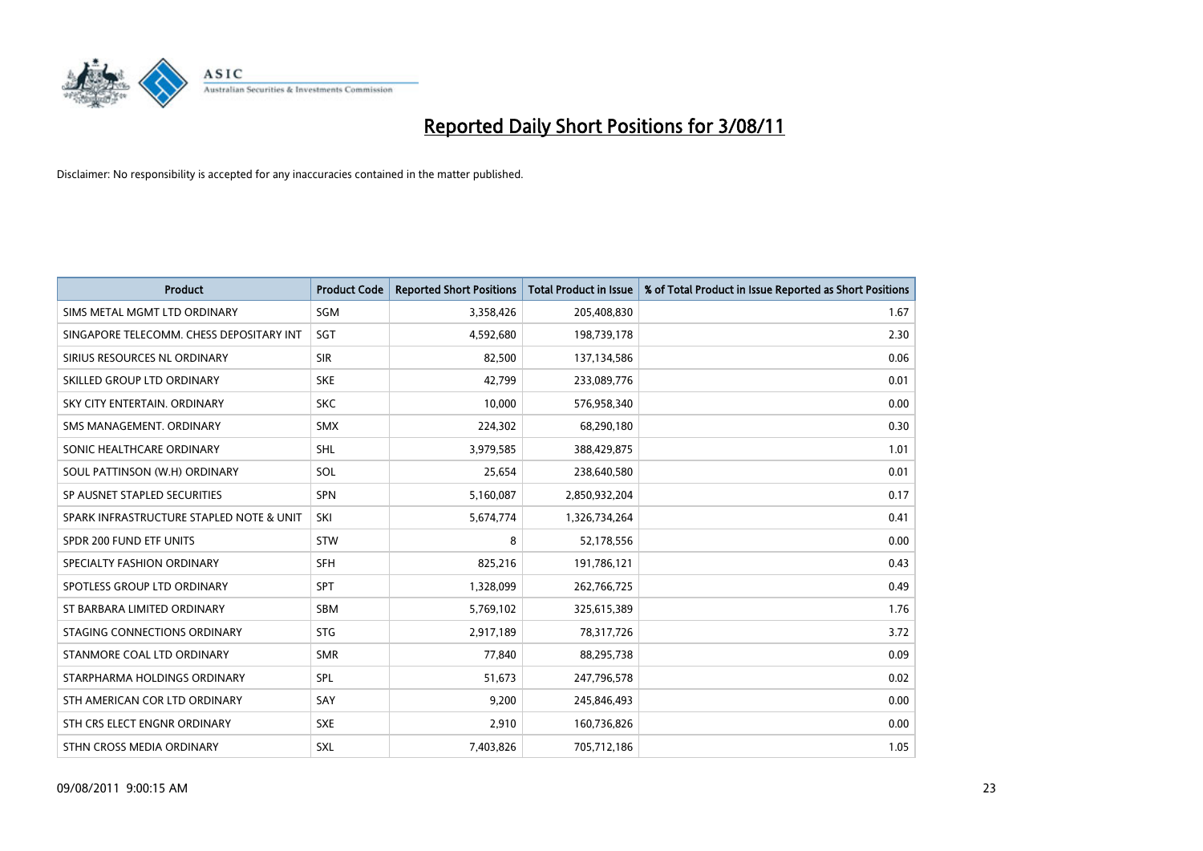# Reported Daily Short Positions for 3/08/11

Disclaimer: No responsibility is accepted for any inaccuracies contained in the matter published.

| Product | Product Code | Reported Short Positions | Total Product in Issue | % of Total Product in Issue Reported as Short Positions |
|---|---|---|---|---|
| SIMS METAL MGMT LTD ORDINARY | SGM | 3,358,426 | 205,408,830 | 1.67 |
| SINGAPORE TELECOMM. CHESS DEPOSITARY INT | SGT | 4,592,680 | 198,739,178 | 2.30 |
| SIRIUS RESOURCES NL ORDINARY | SIR | 82,500 | 137,134,586 | 0.06 |
| SKILLED GROUP LTD ORDINARY | SKE | 42,799 | 233,089,776 | 0.01 |
| SKY CITY ENTERTAIN. ORDINARY | SKC | 10,000 | 576,958,340 | 0.00 |
| SMS MANAGEMENT. ORDINARY | SMX | 224,302 | 68,290,180 | 0.30 |
| SONIC HEALTHCARE ORDINARY | SHL | 3,979,585 | 388,429,875 | 1.01 |
| SOUL PATTINSON (W.H) ORDINARY | SOL | 25,654 | 238,640,580 | 0.01 |
| SP AUSNET STAPLED SECURITIES | SPN | 5,160,087 | 2,850,932,204 | 0.17 |
| SPARK INFRASTRUCTURE STAPLED NOTE & UNIT | SKI | 5,674,774 | 1,326,734,264 | 0.41 |
| SPDR 200 FUND ETF UNITS | STW | 8 | 52,178,556 | 0.00 |
| SPECIALTY FASHION ORDINARY | SFH | 825,216 | 191,786,121 | 0.43 |
| SPOTLESS GROUP LTD ORDINARY | SPT | 1,328,099 | 262,766,725 | 0.49 |
| ST BARBARA LIMITED ORDINARY | SBM | 5,769,102 | 325,615,389 | 1.76 |
| STAGING CONNECTIONS ORDINARY | STG | 2,917,189 | 78,317,726 | 3.72 |
| STANMORE COAL LTD ORDINARY | SMR | 77,840 | 88,295,738 | 0.09 |
| STARPHARMA HOLDINGS ORDINARY | SPL | 51,673 | 247,796,578 | 0.02 |
| STH AMERICAN COR LTD ORDINARY | SAY | 9,200 | 245,846,493 | 0.00 |
| STH CRS ELECT ENGNR ORDINARY | SXE | 2,910 | 160,736,826 | 0.00 |
| STHN CROSS MEDIA ORDINARY | SXL | 7,403,826 | 705,712,186 | 1.05 |

09/08/2011 9:00:15 AM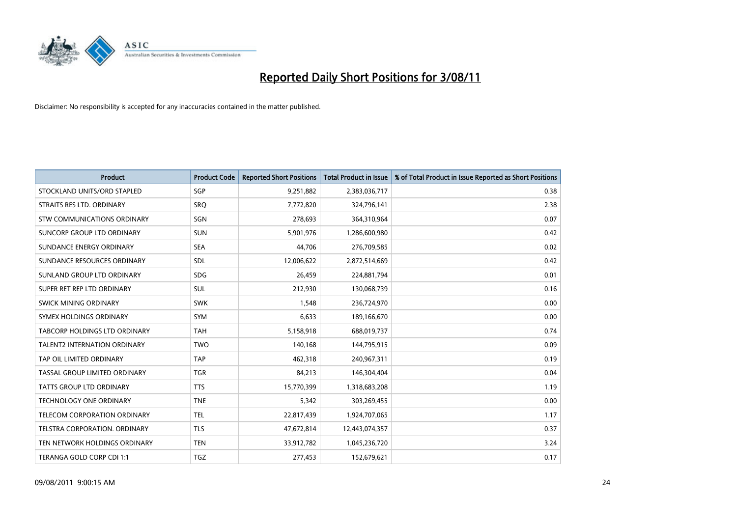# Reported Daily Short Positions for 3/08/11

Disclaimer: No responsibility is accepted for any inaccuracies contained in the matter published.

| Product | Product Code | Reported Short Positions | Total Product in Issue | % of Total Product in Issue Reported as Short Positions |
|---|---|---|---|---|
| STOCKLAND UNITS/ORD STAPLED | SGP | 9,251,882 | 2,383,036,717 | 0.38 |
| STRAITS RES LTD. ORDINARY | SRQ | 7,772,820 | 324,796,141 | 2.38 |
| STW COMMUNICATIONS ORDINARY | SGN | 278,693 | 364,310,964 | 0.07 |
| SUNCORP GROUP LTD ORDINARY | SUN | 5,901,976 | 1,286,600,980 | 0.42 |
| SUNDANCE ENERGY ORDINARY | SEA | 44,706 | 276,709,585 | 0.02 |
| SUNDANCE RESOURCES ORDINARY | SDL | 12,006,622 | 2,872,514,669 | 0.42 |
| SUNLAND GROUP LTD ORDINARY | SDG | 26,459 | 224,881,794 | 0.01 |
| SUPER RET REP LTD ORDINARY | SUL | 212,930 | 130,068,739 | 0.16 |
| SWICK MINING ORDINARY | SWK | 1,548 | 236,724,970 | 0.00 |
| SYMEX HOLDINGS ORDINARY | SYM | 6,633 | 189,166,670 | 0.00 |
| TABCORP HOLDINGS LTD ORDINARY | TAH | 5,158,918 | 688,019,737 | 0.74 |
| TALENT2 INTERNATION ORDINARY | TWO | 140,168 | 144,795,915 | 0.09 |
| TAP OIL LIMITED ORDINARY | TAP | 462,318 | 240,967,311 | 0.19 |
| TASSAL GROUP LIMITED ORDINARY | TGR | 84,213 | 146,304,404 | 0.04 |
| TATTS GROUP LTD ORDINARY | TTS | 15,770,399 | 1,318,683,208 | 1.19 |
| TECHNOLOGY ONE ORDINARY | TNE | 5,342 | 303,269,455 | 0.00 |
| TELECOM CORPORATION ORDINARY | TEL | 22,817,439 | 1,924,707,065 | 1.17 |
| TELSTRA CORPORATION. ORDINARY | TLS | 47,672,814 | 12,443,074,357 | 0.37 |
| TEN NETWORK HOLDINGS ORDINARY | TEN | 33,912,782 | 1,045,236,720 | 3.24 |
| TERANGA GOLD CORP CDI 1:1 | TGZ | 277,453 | 152,679,621 | 0.17 |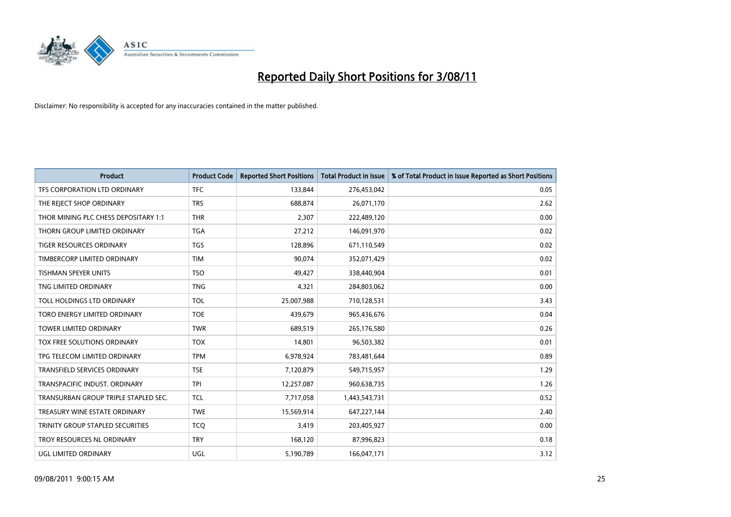# Reported Daily Short Positions for 3/08/11

Disclaimer: No responsibility is accepted for any inaccuracies contained in the matter published.

| Product | Product Code | Reported Short Positions | Total Product in Issue | % of Total Product in Issue Reported as Short Positions |
|---|---|---|---|---|
| TFS CORPORATION LTD ORDINARY | TFC | 133,844 | 276,453,042 | 0.05 |
| THE REJECT SHOP ORDINARY | TRS | 688,874 | 26,071,170 | 2.62 |
| THOR MINING PLC CHESS DEPOSITARY 1:1 | THR | 2,307 | 222,489,120 | 0.00 |
| THORN GROUP LIMITED ORDINARY | TGA | 27,212 | 146,091,970 | 0.02 |
| TIGER RESOURCES ORDINARY | TGS | 128,896 | 671,110,549 | 0.02 |
| TIMBERCORP LIMITED ORDINARY | TIM | 90,074 | 352,071,429 | 0.02 |
| TISHMAN SPEYER UNITS | TSO | 49,427 | 338,440,904 | 0.01 |
| TNG LIMITED ORDINARY | TNG | 4,321 | 284,803,062 | 0.00 |
| TOLL HOLDINGS LTD ORDINARY | TOL | 25,007,988 | 710,128,531 | 3.43 |
| TORO ENERGY LIMITED ORDINARY | TOE | 439,679 | 965,436,676 | 0.04 |
| TOWER LIMITED ORDINARY | TWR | 689,519 | 265,176,580 | 0.26 |
| TOX FREE SOLUTIONS ORDINARY | TOX | 14,801 | 96,503,382 | 0.01 |
| TPG TELECOM LIMITED ORDINARY | TPM | 6,978,924 | 783,481,644 | 0.89 |
| TRANSFIELD SERVICES ORDINARY | TSE | 7,120,879 | 549,715,957 | 1.29 |
| TRANSPACIFIC INDUST. ORDINARY | TPI | 12,257,087 | 960,638,735 | 1.26 |
| TRANSURBAN GROUP TRIPLE STAPLED SEC. | TCL | 7,717,058 | 1,443,543,731 | 0.52 |
| TREASURY WINE ESTATE ORDINARY | TWE | 15,569,914 | 647,227,144 | 2.40 |
| TRINITY GROUP STAPLED SECURITIES | TCQ | 3,419 | 203,405,927 | 0.00 |
| TROY RESOURCES NL ORDINARY | TRY | 168,120 | 87,996,823 | 0.18 |
| UGL LIMITED ORDINARY | UGL | 5,190,789 | 166,047,171 | 3.12 |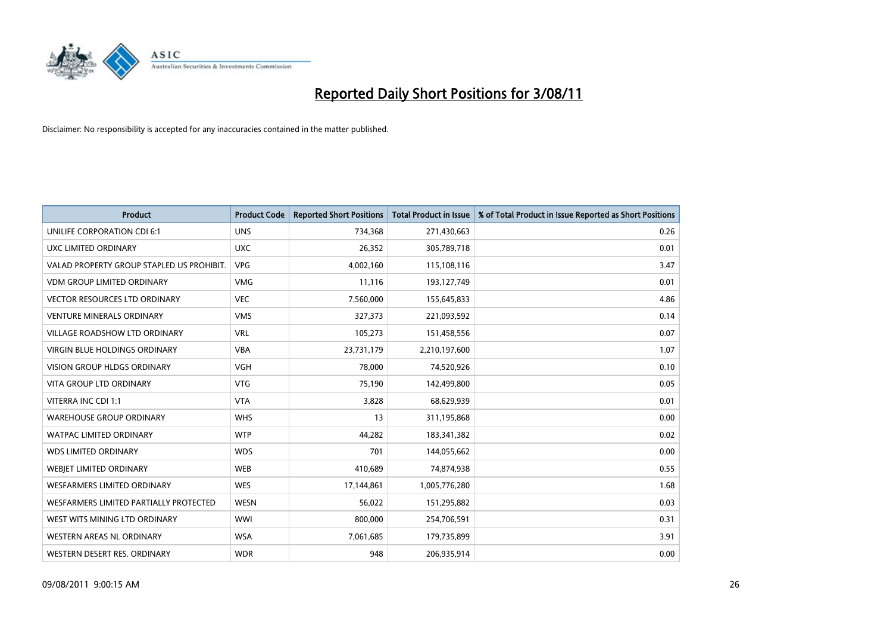# Reported Daily Short Positions for 3/08/11

Disclaimer: No responsibility is accepted for any inaccuracies contained in the matter published.

| Product | Product Code | Reported Short Positions | Total Product in Issue | % of Total Product in Issue Reported as Short Positions |
|---|---|---|---|---|
| UNILIFE CORPORATION CDI 6:1 | UNS | 734,368 | 271,430,663 | 0.26 |
| UXC LIMITED ORDINARY | UXC | 26,352 | 305,789,718 | 0.01 |
| VALAD PROPERTY GROUP STAPLED US PROHIBIT. | VPG | 4,002,160 | 115,108,116 | 3.47 |
| VDM GROUP LIMITED ORDINARY | VMG | 11,116 | 193,127,749 | 0.01 |
| VECTOR RESOURCES LTD ORDINARY | VEC | 7,560,000 | 155,645,833 | 4.86 |
| VENTURE MINERALS ORDINARY | VMS | 327,373 | 221,093,592 | 0.14 |
| VILLAGE ROADSHOW LTD ORDINARY | VRL | 105,273 | 151,458,556 | 0.07 |
| VIRGIN BLUE HOLDINGS ORDINARY | VBA | 23,731,179 | 2,210,197,600 | 1.07 |
| VISION GROUP HLDGS ORDINARY | VGH | 78,000 | 74,520,926 | 0.10 |
| VITA GROUP LTD ORDINARY | VTG | 75,190 | 142,499,800 | 0.05 |
| VITERRA INC CDI 1:1 | VTA | 3,828 | 68,629,939 | 0.01 |
| WAREHOUSE GROUP ORDINARY | WHS | 13 | 311,195,868 | 0.00 |
| WATPAC LIMITED ORDINARY | WTP | 44,282 | 183,341,382 | 0.02 |
| WDS LIMITED ORDINARY | WDS | 701 | 144,055,662 | 0.00 |
| WEBJET LIMITED ORDINARY | WEB | 410,689 | 74,874,938 | 0.55 |
| WESFARMERS LIMITED ORDINARY | WES | 17,144,861 | 1,005,776,280 | 1.68 |
| WESFARMERS LIMITED PARTIALLY PROTECTED | WESN | 56,022 | 151,295,882 | 0.03 |
| WEST WITS MINING LTD ORDINARY | WWI | 800,000 | 254,706,591 | 0.31 |
| WESTERN AREAS NL ORDINARY | WSA | 7,061,685 | 179,735,899 | 3.91 |
| WESTERN DESERT RES. ORDINARY | WDR | 948 | 206,935,914 | 0.00 |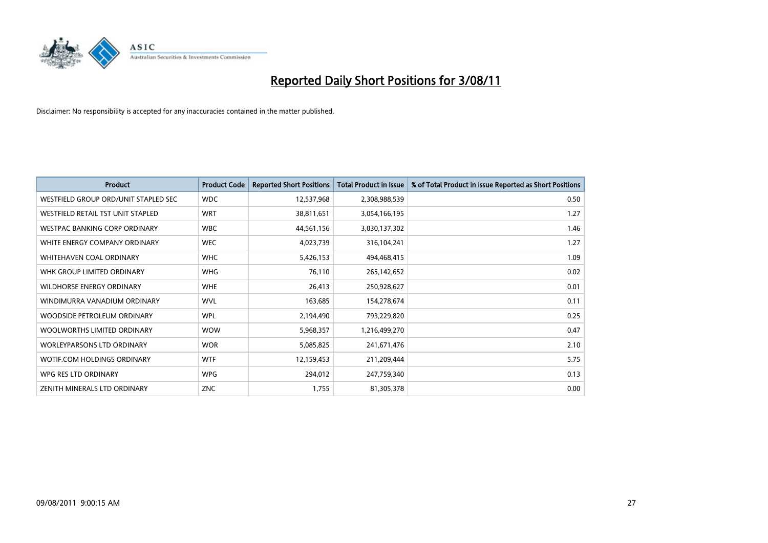# Reported Daily Short Positions for 3/08/11

Disclaimer: No responsibility is accepted for any inaccuracies contained in the matter published.

| Product | Product Code | Reported Short Positions | Total Product in Issue | % of Total Product in Issue Reported as Short Positions |
| --- | --- | --- | --- | --- |
| WESTFIELD GROUP ORD/UNIT STAPLED SEC | WDC | 12,537,968 | 2,308,988,539 | 0.50 |
| WESTFIELD RETAIL TST UNIT STAPLED | WRT | 38,811,651 | 3,054,166,195 | 1.27 |
| WESTPAC BANKING CORP ORDINARY | WBC | 44,561,156 | 3,030,137,302 | 1.46 |
| WHITE ENERGY COMPANY ORDINARY | WEC | 4,023,739 | 316,104,241 | 1.27 |
| WHITEHAVEN COAL ORDINARY | WHC | 5,426,153 | 494,468,415 | 1.09 |
| WHK GROUP LIMITED ORDINARY | WHG | 76,110 | 265,142,652 | 0.02 |
| WILDHORSE ENERGY ORDINARY | WHE | 26,413 | 250,928,627 | 0.01 |
| WINDIMURRA VANADIUM ORDINARY | WVL | 163,685 | 154,278,674 | 0.11 |
| WOODSIDE PETROLEUM ORDINARY | WPL | 2,194,490 | 793,229,820 | 0.25 |
| WOOLWORTHS LIMITED ORDINARY | WOW | 5,968,357 | 1,216,499,270 | 0.47 |
| WORLEYPARSONS LTD ORDINARY | WOR | 5,085,825 | 241,671,476 | 2.10 |
| WOTIF.COM HOLDINGS ORDINARY | WTF | 12,159,453 | 211,209,444 | 5.75 |
| WPG RES LTD ORDINARY | WPG | 294,012 | 247,759,340 | 0.13 |
| ZENITH MINERALS LTD ORDINARY | ZNC | 1,755 | 81,305,378 | 0.00 |

09/08/2011 9:00:15 AM